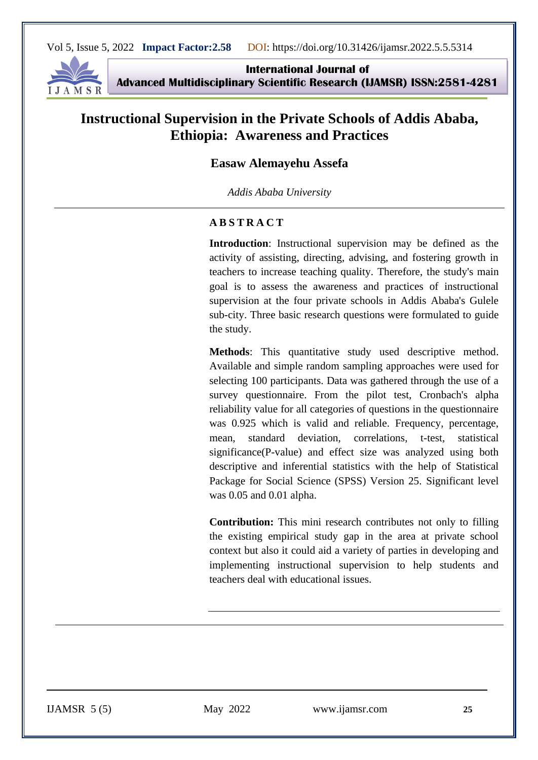# Instructional Supervision in the Private Schools of Addis Ababa, Ethiopia: Awareness and Practices

**Easaw Alemayehu Assefa**

*Addis Ababa University*

---

**A B S T R A C T**

**Introduction**: Instructional supervision may be defined as the activity of assisting, directing, advising, and fostering growth in teachers to increase teaching quality. Therefore, the study's main goal is to assess the awareness and practices of instructional supervision at the four private schools in Addis Ababa's Gulele sub-city. Three basic research questions were formulated to guide the study.

**Methods**: This quantitative study used descriptive method. Available and simple random sampling approaches were used for selecting 100 participants. Data was gathered through the use of a survey questionnaire. From the pilot test, Cronbach's alpha reliability value for all categories of questions in the questionnaire was 0.925 which is valid and reliable. Frequency, percentage, mean, standard deviation, correlations, t-test, statistical significance(P-value) and effect size was analyzed using both descriptive and inferential statistics with the help of Statistical Package for Social Science (SPSS) Version 25. Significant level was 0.05 and 0.01 alpha.

**Contribution:** This mini research contributes not only to filling the existing empirical study gap in the area at private school context but also it could aid a variety of parties in developing and implementing instructional supervision to help students and teachers deal with educational issues.

---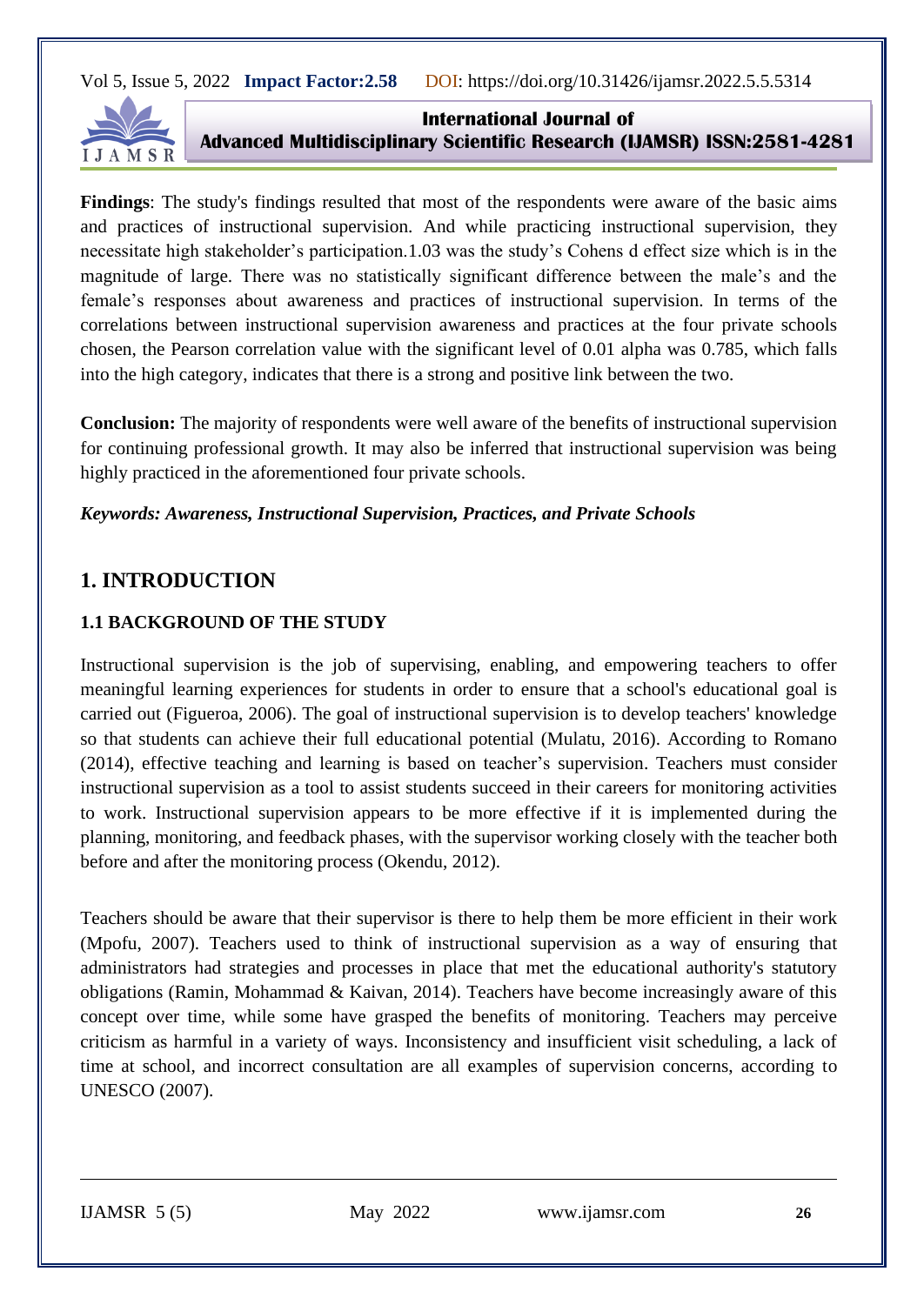**Findings**: The study's findings resulted that most of the respondents were aware of the basic aims and practices of instructional supervision. And while practicing instructional supervision, they necessitate high stakeholder's participation.1.03 was the study's Cohens d effect size which is in the magnitude of large. There was no statistically significant difference between the male's and the female's responses about awareness and practices of instructional supervision. In terms of the correlations between instructional supervision awareness and practices at the four private schools chosen, the Pearson correlation value with the significant level of 0.01 alpha was 0.785, which falls into the high category, indicates that there is a strong and positive link between the two.

**Conclusion:** The majority of respondents were well aware of the benefits of instructional supervision for continuing professional growth. It may also be inferred that instructional supervision was being highly practiced in the aforementioned four private schools.

***Keywords: Awareness, Instructional Supervision, Practices, and Private Schools***

# 1. INTRODUCTION

## 1.1 BACKGROUND OF THE STUDY

Instructional supervision is the job of supervising, enabling, and empowering teachers to offer meaningful learning experiences for students in order to ensure that a school's educational goal is carried out (Figueroa, 2006). The goal of instructional supervision is to develop teachers' knowledge so that students can achieve their full educational potential (Mulatu, 2016). According to Romano (2014), effective teaching and learning is based on teacher's supervision. Teachers must consider instructional supervision as a tool to assist students succeed in their careers for monitoring activities to work. Instructional supervision appears to be more effective if it is implemented during the planning, monitoring, and feedback phases, with the supervisor working closely with the teacher both before and after the monitoring process (Okendu, 2012).

Teachers should be aware that their supervisor is there to help them be more efficient in their work (Mpofu, 2007). Teachers used to think of instructional supervision as a way of ensuring that administrators had strategies and processes in place that met the educational authority's statutory obligations (Ramin, Mohammad & Kaivan, 2014). Teachers have become increasingly aware of this concept over time, while some have grasped the benefits of monitoring. Teachers may perceive criticism as harmful in a variety of ways. Inconsistency and insufficient visit scheduling, a lack of time at school, and incorrect consultation are all examples of supervision concerns, according to UNESCO (2007).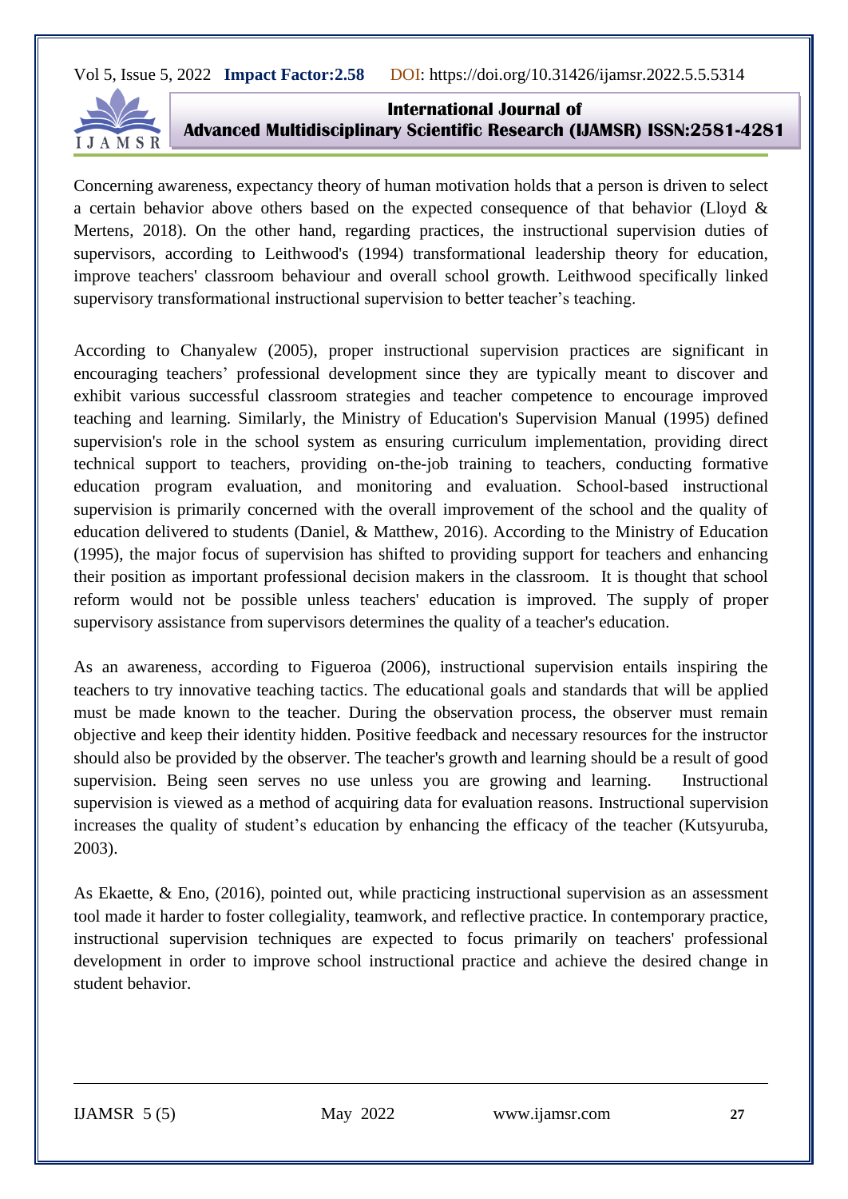Concerning awareness, expectancy theory of human motivation holds that a person is driven to select a certain behavior above others based on the expected consequence of that behavior (Lloyd & Mertens, 2018). On the other hand, regarding practices, the instructional supervision duties of supervisors, according to Leithwood's (1994) transformational leadership theory for education, improve teachers' classroom behaviour and overall school growth. Leithwood specifically linked supervisory transformational instructional supervision to better teacher's teaching.

According to Chanyalew (2005), proper instructional supervision practices are significant in encouraging teachers' professional development since they are typically meant to discover and exhibit various successful classroom strategies and teacher competence to encourage improved teaching and learning. Similarly, the Ministry of Education's Supervision Manual (1995) defined supervision's role in the school system as ensuring curriculum implementation, providing direct technical support to teachers, providing on-the-job training to teachers, conducting formative education program evaluation, and monitoring and evaluation. School-based instructional supervision is primarily concerned with the overall improvement of the school and the quality of education delivered to students (Daniel, & Matthew, 2016). According to the Ministry of Education (1995), the major focus of supervision has shifted to providing support for teachers and enhancing their position as important professional decision makers in the classroom. It is thought that school reform would not be possible unless teachers' education is improved. The supply of proper supervisory assistance from supervisors determines the quality of a teacher's education.

As an awareness, according to Figueroa (2006), instructional supervision entails inspiring the teachers to try innovative teaching tactics. The educational goals and standards that will be applied must be made known to the teacher. During the observation process, the observer must remain objective and keep their identity hidden. Positive feedback and necessary resources for the instructor should also be provided by the observer. The teacher's growth and learning should be a result of good supervision. Being seen serves no use unless you are growing and learning. Instructional supervision is viewed as a method of acquiring data for evaluation reasons. Instructional supervision increases the quality of student's education by enhancing the efficacy of the teacher (Kutsyuruba, 2003).

As Ekaette, & Eno, (2016), pointed out, while practicing instructional supervision as an assessment tool made it harder to foster collegiality, teamwork, and reflective practice. In contemporary practice, instructional supervision techniques are expected to focus primarily on teachers' professional development in order to improve school instructional practice and achieve the desired change in student behavior.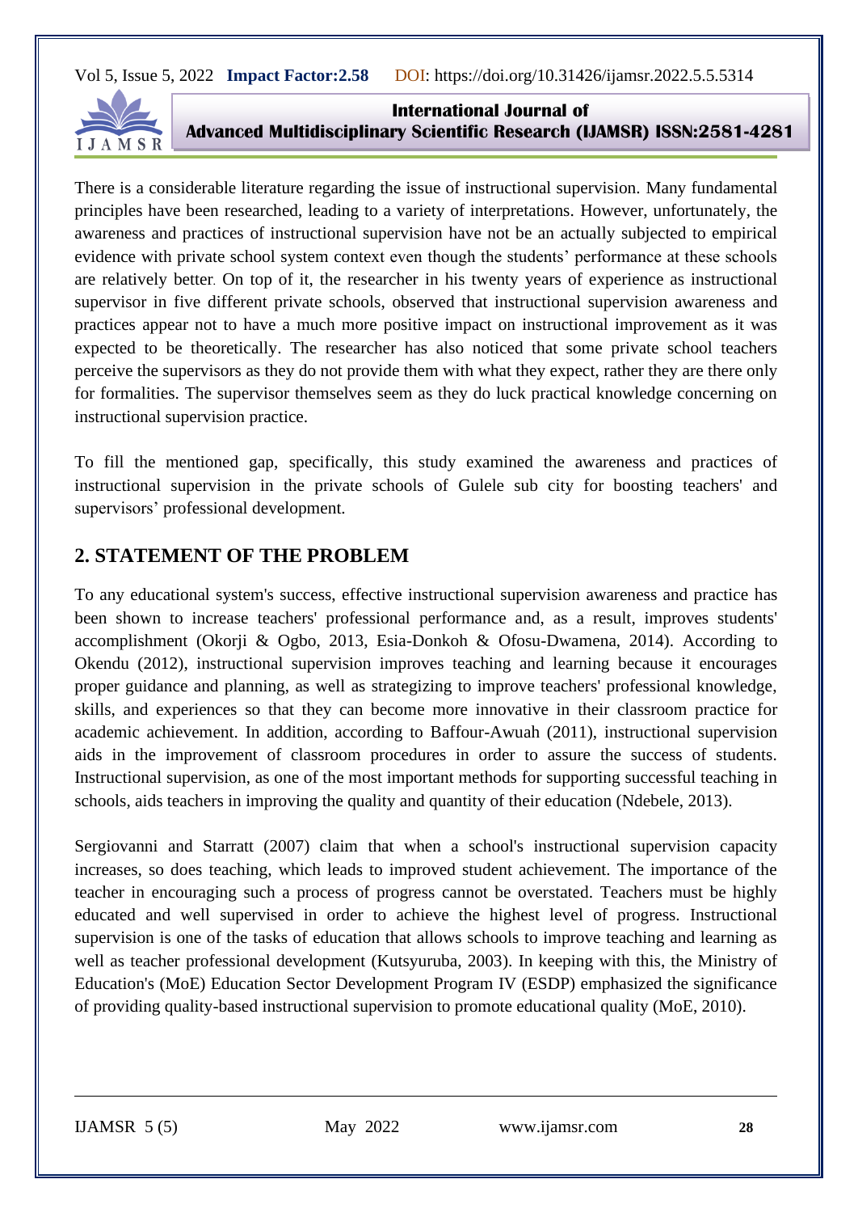There is a considerable literature regarding the issue of instructional supervision. Many fundamental principles have been researched, leading to a variety of interpretations. However, unfortunately, the awareness and practices of instructional supervision have not be an actually subjected to empirical evidence with private school system context even though the students' performance at these schools are relatively better. On top of it, the researcher in his twenty years of experience as instructional supervisor in five different private schools, observed that instructional supervision awareness and practices appear not to have a much more positive impact on instructional improvement as it was expected to be theoretically. The researcher has also noticed that some private school teachers perceive the supervisors as they do not provide them with what they expect, rather they are there only for formalities. The supervisor themselves seem as they do luck practical knowledge concerning on instructional supervision practice.

To fill the mentioned gap, specifically, this study examined the awareness and practices of instructional supervision in the private schools of Gulele sub city for boosting teachers' and supervisors' professional development.

## 2. STATEMENT OF THE PROBLEM

To any educational system's success, effective instructional supervision awareness and practice has been shown to increase teachers' professional performance and, as a result, improves students' accomplishment (Okorji & Ogbo, 2013, Esia-Donkoh & Ofosu-Dwamena, 2014). According to Okendu (2012), instructional supervision improves teaching and learning because it encourages proper guidance and planning, as well as strategizing to improve teachers' professional knowledge, skills, and experiences so that they can become more innovative in their classroom practice for academic achievement. In addition, according to Baffour-Awuah (2011), instructional supervision aids in the improvement of classroom procedures in order to assure the success of students. Instructional supervision, as one of the most important methods for supporting successful teaching in schools, aids teachers in improving the quality and quantity of their education (Ndebele, 2013).

Sergiovanni and Starratt (2007) claim that when a school's instructional supervision capacity increases, so does teaching, which leads to improved student achievement. The importance of the teacher in encouraging such a process of progress cannot be overstated. Teachers must be highly educated and well supervised in order to achieve the highest level of progress. Instructional supervision is one of the tasks of education that allows schools to improve teaching and learning as well as teacher professional development (Kutsyuruba, 2003). In keeping with this, the Ministry of Education's (MoE) Education Sector Development Program IV (ESDP) emphasized the significance of providing quality-based instructional supervision to promote educational quality (MoE, 2010).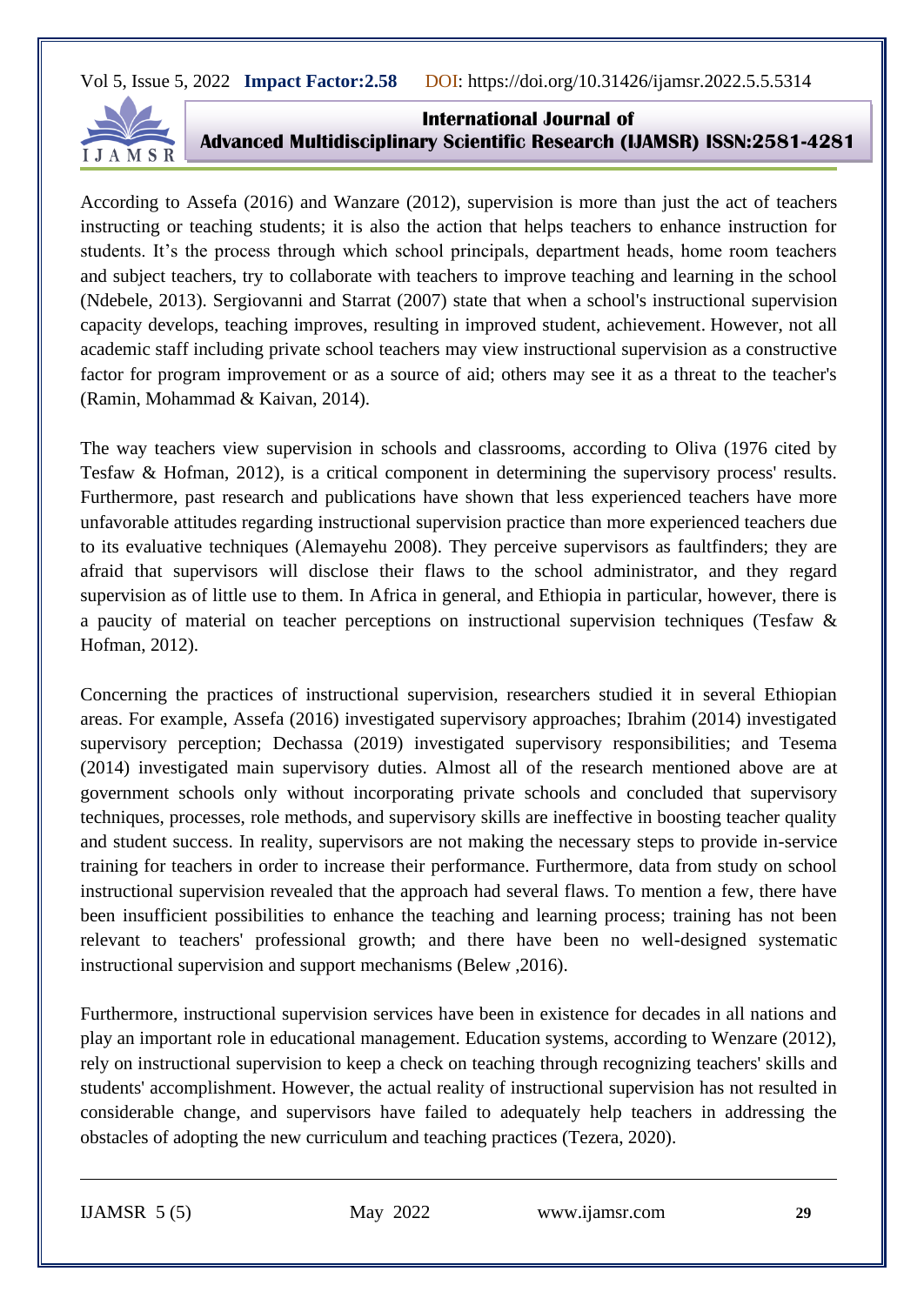According to Assefa (2016) and Wanzare (2012), supervision is more than just the act of teachers instructing or teaching students; it is also the action that helps teachers to enhance instruction for students. It's the process through which school principals, department heads, home room teachers and subject teachers, try to collaborate with teachers to improve teaching and learning in the school (Ndebele, 2013). Sergiovanni and Starrat (2007) state that when a school's instructional supervision capacity develops, teaching improves, resulting in improved student, achievement. However, not all academic staff including private school teachers may view instructional supervision as a constructive factor for program improvement or as a source of aid; others may see it as a threat to the teacher's (Ramin, Mohammad & Kaivan, 2014).

The way teachers view supervision in schools and classrooms, according to Oliva (1976 cited by Tesfaw & Hofman, 2012), is a critical component in determining the supervisory process' results. Furthermore, past research and publications have shown that less experienced teachers have more unfavorable attitudes regarding instructional supervision practice than more experienced teachers due to its evaluative techniques (Alemayehu 2008). They perceive supervisors as faultfinders; they are afraid that supervisors will disclose their flaws to the school administrator, and they regard supervision as of little use to them. In Africa in general, and Ethiopia in particular, however, there is a paucity of material on teacher perceptions on instructional supervision techniques (Tesfaw & Hofman, 2012).

Concerning the practices of instructional supervision, researchers studied it in several Ethiopian areas. For example, Assefa (2016) investigated supervisory approaches; Ibrahim (2014) investigated supervisory perception; Dechassa (2019) investigated supervisory responsibilities; and Tesema (2014) investigated main supervisory duties. Almost all of the research mentioned above are at government schools only without incorporating private schools and concluded that supervisory techniques, processes, role methods, and supervisory skills are ineffective in boosting teacher quality and student success. In reality, supervisors are not making the necessary steps to provide in-service training for teachers in order to increase their performance. Furthermore, data from study on school instructional supervision revealed that the approach had several flaws. To mention a few, there have been insufficient possibilities to enhance the teaching and learning process; training has not been relevant to teachers' professional growth; and there have been no well-designed systematic instructional supervision and support mechanisms (Belew ,2016).

Furthermore, instructional supervision services have been in existence for decades in all nations and play an important role in educational management. Education systems, according to Wenzare (2012), rely on instructional supervision to keep a check on teaching through recognizing teachers' skills and students' accomplishment. However, the actual reality of instructional supervision has not resulted in considerable change, and supervisors have failed to adequately help teachers in addressing the obstacles of adopting the new curriculum and teaching practices (Tezera, 2020).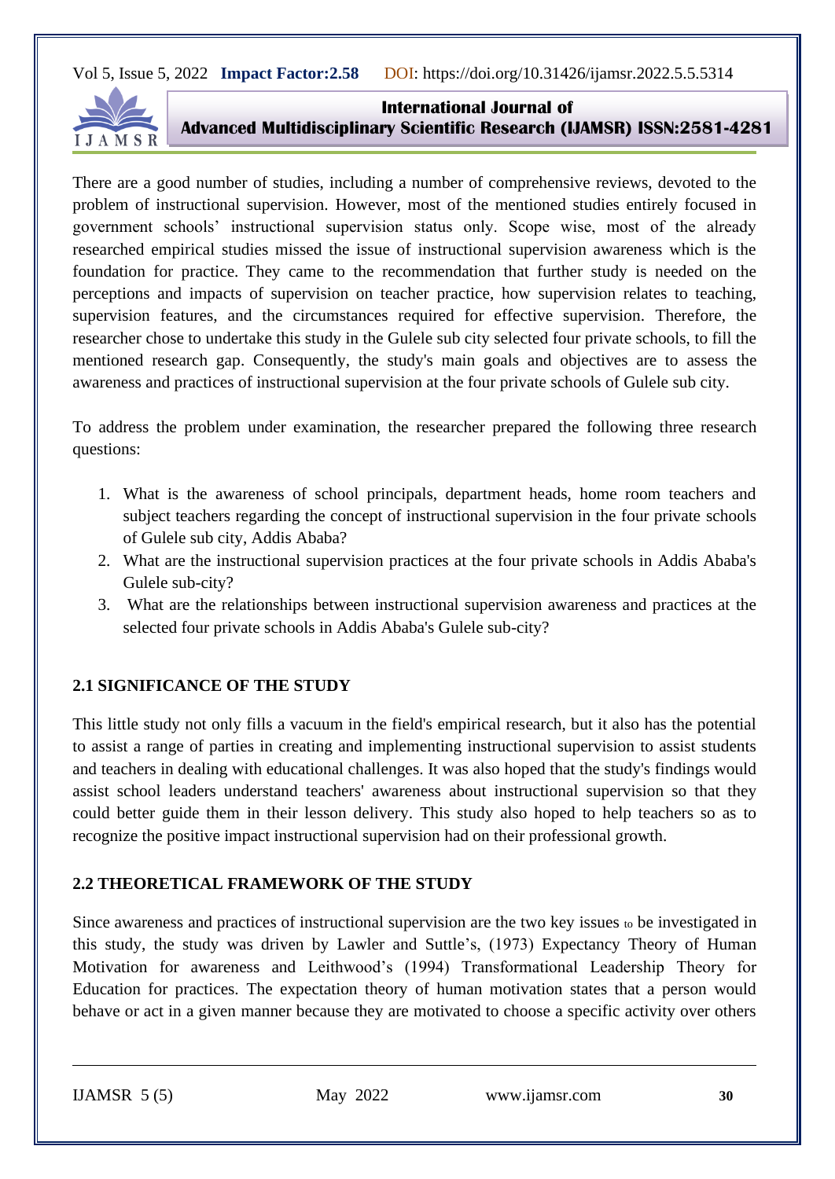There are a good number of studies, including a number of comprehensive reviews, devoted to the problem of instructional supervision. However, most of the mentioned studies entirely focused in government schools' instructional supervision status only. Scope wise, most of the already researched empirical studies missed the issue of instructional supervision awareness which is the foundation for practice. They came to the recommendation that further study is needed on the perceptions and impacts of supervision on teacher practice, how supervision relates to teaching, supervision features, and the circumstances required for effective supervision. Therefore, the researcher chose to undertake this study in the Gulele sub city selected four private schools, to fill the mentioned research gap. Consequently, the study's main goals and objectives are to assess the awareness and practices of instructional supervision at the four private schools of Gulele sub city.

To address the problem under examination, the researcher prepared the following three research questions:

1. What is the awareness of school principals, department heads, home room teachers and subject teachers regarding the concept of instructional supervision in the four private schools of Gulele sub city, Addis Ababa?
2. What are the instructional supervision practices at the four private schools in Addis Ababa's Gulele sub-city?
3. What are the relationships between instructional supervision awareness and practices at the selected four private schools in Addis Ababa's Gulele sub-city?

## 2.1 SIGNIFICANCE OF THE STUDY

This little study not only fills a vacuum in the field's empirical research, but it also has the potential to assist a range of parties in creating and implementing instructional supervision to assist students and teachers in dealing with educational challenges. It was also hoped that the study's findings would assist school leaders understand teachers' awareness about instructional supervision so that they could better guide them in their lesson delivery. This study also hoped to help teachers so as to recognize the positive impact instructional supervision had on their professional growth.

## 2.2 THEORETICAL FRAMEWORK OF THE STUDY

Since awareness and practices of instructional supervision are the two key issues to be investigated in this study, the study was driven by Lawler and Suttle's, (1973) Expectancy Theory of Human Motivation for awareness and Leithwood's (1994) Transformational Leadership Theory for Education for practices. The expectation theory of human motivation states that a person would behave or act in a given manner because they are motivated to choose a specific activity over others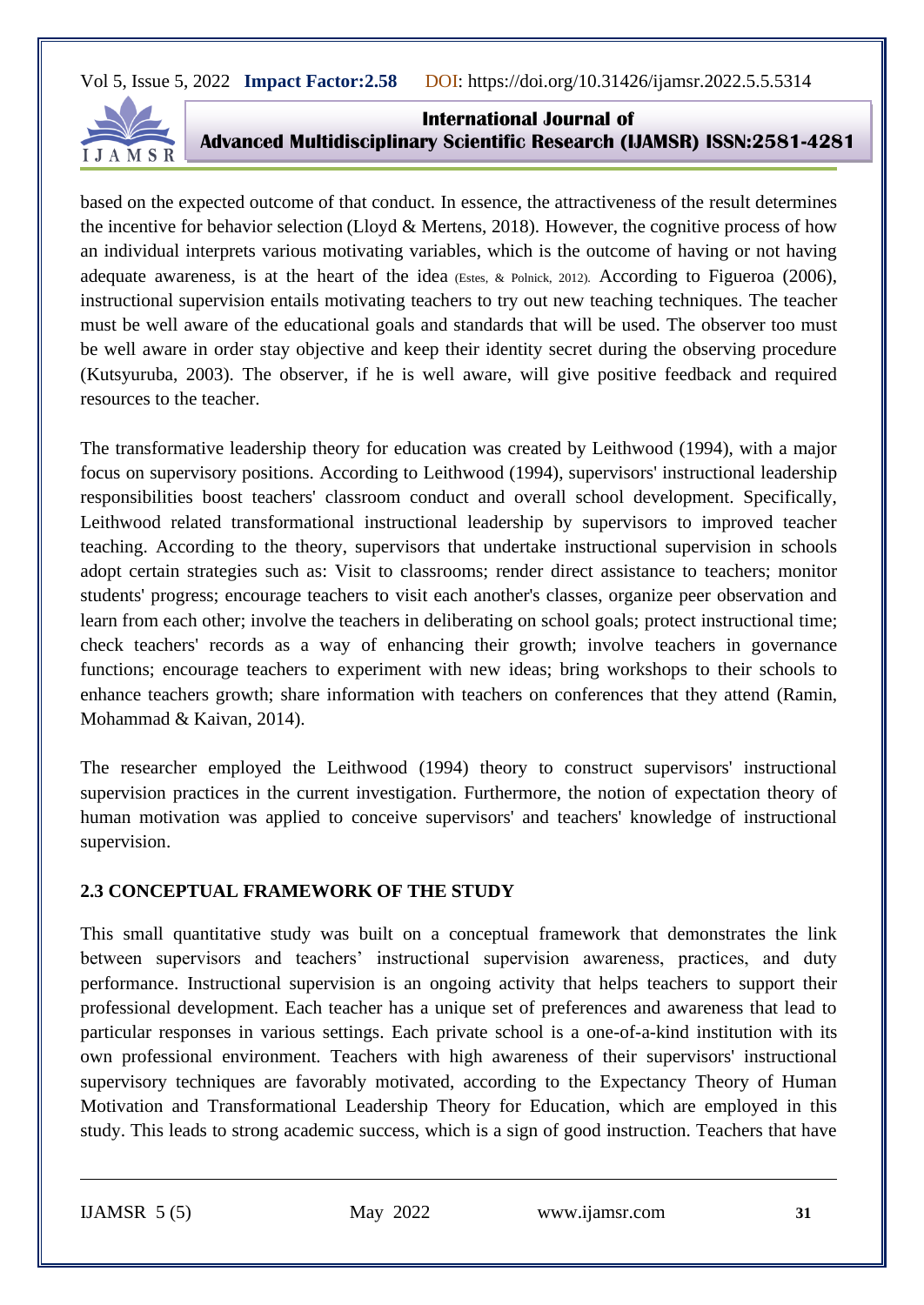based on the expected outcome of that conduct. In essence, the attractiveness of the result determines the incentive for behavior selection (Lloyd & Mertens, 2018). However, the cognitive process of how an individual interprets various motivating variables, which is the outcome of having or not having adequate awareness, is at the heart of the idea (Estes, & Polnick, 2012). According to Figueroa (2006), instructional supervision entails motivating teachers to try out new teaching techniques. The teacher must be well aware of the educational goals and standards that will be used. The observer too must be well aware in order stay objective and keep their identity secret during the observing procedure (Kutsyuruba, 2003). The observer, if he is well aware, will give positive feedback and required resources to the teacher.

The transformative leadership theory for education was created by Leithwood (1994), with a major focus on supervisory positions. According to Leithwood (1994), supervisors' instructional leadership responsibilities boost teachers' classroom conduct and overall school development. Specifically, Leithwood related transformational instructional leadership by supervisors to improved teacher teaching. According to the theory, supervisors that undertake instructional supervision in schools adopt certain strategies such as: Visit to classrooms; render direct assistance to teachers; monitor students' progress; encourage teachers to visit each another's classes, organize peer observation and learn from each other; involve the teachers in deliberating on school goals; protect instructional time; check teachers' records as a way of enhancing their growth; involve teachers in governance functions; encourage teachers to experiment with new ideas; bring workshops to their schools to enhance teachers growth; share information with teachers on conferences that they attend (Ramin, Mohammad & Kaivan, 2014).

The researcher employed the Leithwood (1994) theory to construct supervisors' instructional supervision practices in the current investigation. Furthermore, the notion of expectation theory of human motivation was applied to conceive supervisors' and teachers' knowledge of instructional supervision.

## 2.3 CONCEPTUAL FRAMEWORK OF THE STUDY

This small quantitative study was built on a conceptual framework that demonstrates the link between supervisors and teachers' instructional supervision awareness, practices, and duty performance. Instructional supervision is an ongoing activity that helps teachers to support their professional development. Each teacher has a unique set of preferences and awareness that lead to particular responses in various settings. Each private school is a one-of-a-kind institution with its own professional environment. Teachers with high awareness of their supervisors' instructional supervisory techniques are favorably motivated, according to the Expectancy Theory of Human Motivation and Transformational Leadership Theory for Education, which are employed in this study. This leads to strong academic success, which is a sign of good instruction. Teachers that have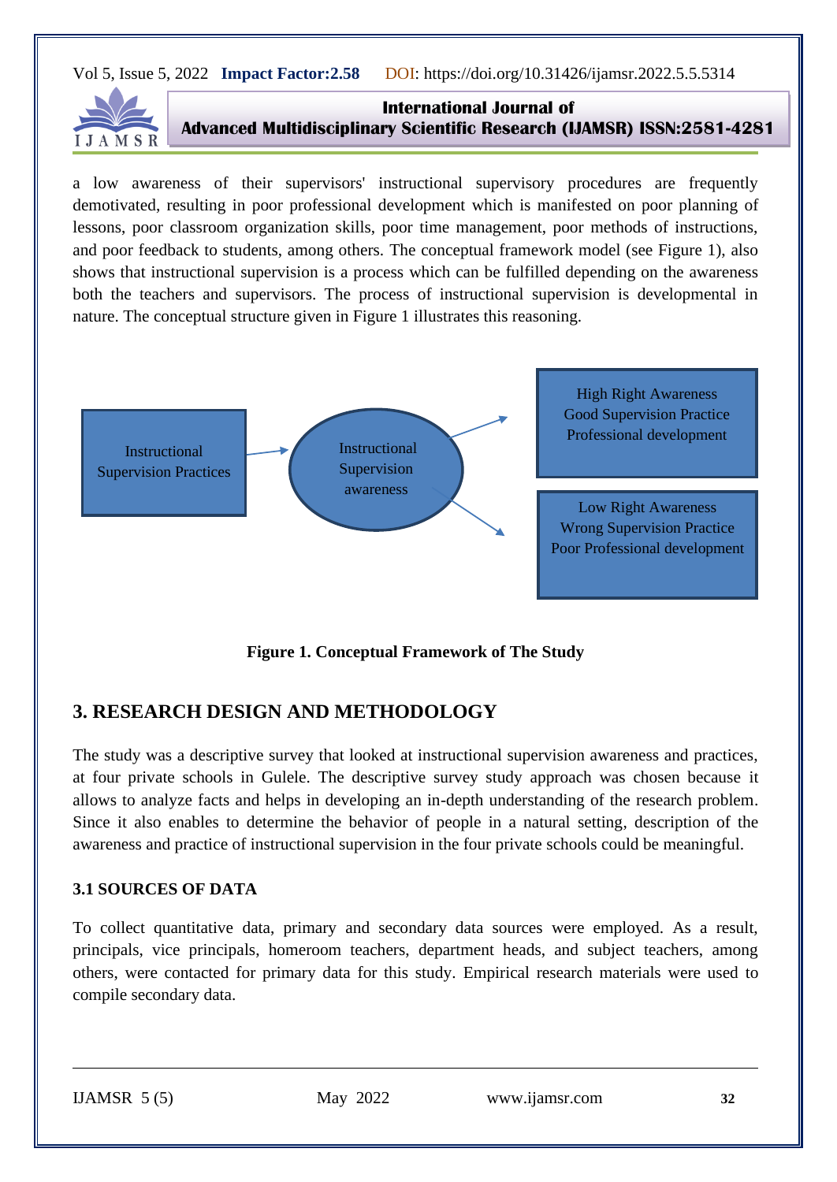a low awareness of their supervisors' instructional supervisory procedures are frequently demotivated, resulting in poor professional development which is manifested on poor planning of lessons, poor classroom organization skills, poor time management, poor methods of instructions, and poor feedback to students, among others. The conceptual framework model (see Figure 1), also shows that instructional supervision is a process which can be fulfilled depending on the awareness both the teachers and supervisors. The process of instructional supervision is developmental in nature. The conceptual structure given in Figure 1 illustrates this reasoning.

Instructional Supervision Practices → Instructional Supervision awareness → High Right Awareness / Good Supervision Practice / Professional development

Instructional Supervision awareness → Low Right Awareness / Wrong Supervision Practice / Poor Professional development

**Figure 1. Conceptual Framework of The Study**

## 3. RESEARCH DESIGN AND METHODOLOGY

The study was a descriptive survey that looked at instructional supervision awareness and practices, at four private schools in Gulele. The descriptive survey study approach was chosen because it allows to analyze facts and helps in developing an in-depth understanding of the research problem. Since it also enables to determine the behavior of people in a natural setting, description of the awareness and practice of instructional supervision in the four private schools could be meaningful.

### 3.1 SOURCES OF DATA

To collect quantitative data, primary and secondary data sources were employed. As a result, principals, vice principals, homeroom teachers, department heads, and subject teachers, among others, were contacted for primary data for this study. Empirical research materials were used to compile secondary data.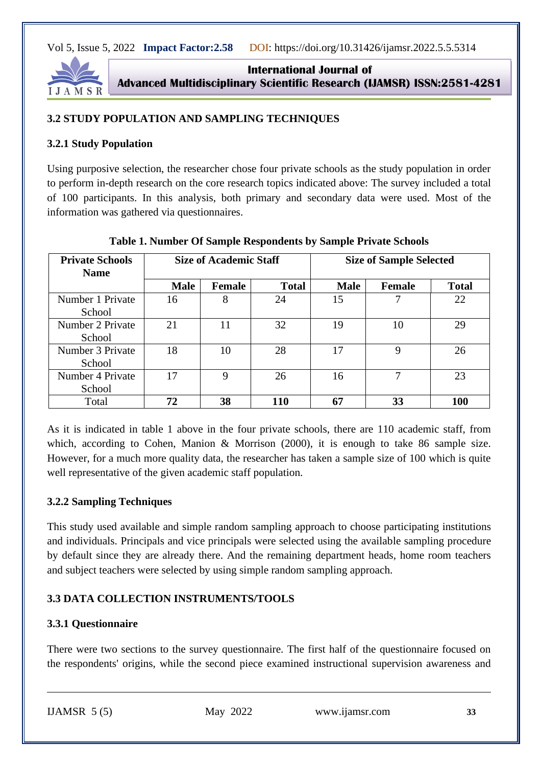### 3.2 STUDY POPULATION AND SAMPLING TECHNIQUES

#### 3.2.1 Study Population

Using purposive selection, the researcher chose four private schools as the study population in order to perform in-depth research on the core research topics indicated above: The survey included a total of 100 participants. In this analysis, both primary and secondary data were used. Most of the information was gathered via questionnaires.

**Table 1. Number Of Sample Respondents by Sample Private Schools**

| Private Schools Name | Size of Academic Staff | | | Size of Sample Selected | | |
|---|---|---|---|---|---|---|
| | **Male** | **Female** | **Total** | **Male** | **Female** | **Total** |
| Number 1 Private School | 16 | 8 | 24 | 15 | 7 | 22 |
| Number 2 Private School | 21 | 11 | 32 | 19 | 10 | 29 |
| Number 3 Private School | 18 | 10 | 28 | 17 | 9 | 26 |
| Number 4 Private School | 17 | 9 | 26 | 16 | 7 | 23 |
| Total | **72** | **38** | **110** | **67** | **33** | **100** |

As it is indicated in table 1 above in the four private schools, there are 110 academic staff, from which, according to Cohen, Manion & Morrison (2000), it is enough to take 86 sample size. However, for a much more quality data, the researcher has taken a sample size of 100 which is quite well representative of the given academic staff population.

#### 3.2.2 Sampling Techniques

This study used available and simple random sampling approach to choose participating institutions and individuals. Principals and vice principals were selected using the available sampling procedure by default since they are already there. And the remaining department heads, home room teachers and subject teachers were selected by using simple random sampling approach.

### 3.3 DATA COLLECTION INSTRUMENTS/TOOLS

#### 3.3.1 Questionnaire

There were two sections to the survey questionnaire. The first half of the questionnaire focused on the respondents' origins, while the second piece examined instructional supervision awareness and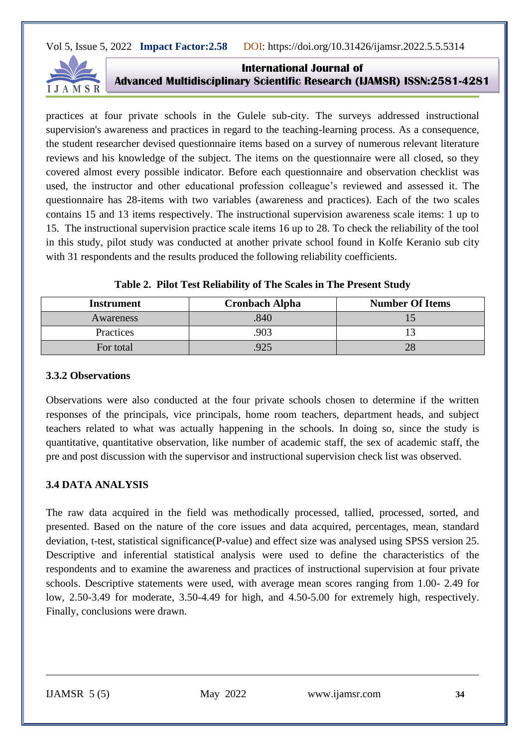practices at four private schools in the Gulele sub-city. The surveys addressed instructional supervision's awareness and practices in regard to the teaching-learning process. As a consequence, the student researcher devised questionnaire items based on a survey of numerous relevant literature reviews and his knowledge of the subject. The items on the questionnaire were all closed, so they covered almost every possible indicator. Before each questionnaire and observation checklist was used, the instructor and other educational profession colleague's reviewed and assessed it. The questionnaire has 28-items with two variables (awareness and practices). Each of the two scales contains 15 and 13 items respectively. The instructional supervision awareness scale items: 1 up to 15. The instructional supervision practice scale items 16 up to 28. To check the reliability of the tool in this study, pilot study was conducted at another private school found in Kolfe Keranio sub city with 31 respondents and the results produced the following reliability coefficients.

**Table 2. Pilot Test Reliability of The Scales in The Present Study**

| Instrument | Cronbach Alpha | Number Of Items |
|---|---|---|
| Awareness | .840 | 15 |
| Practices | .903 | 13 |
| For total | .925 | 28 |

### 3.3.2 Observations

Observations were also conducted at the four private schools chosen to determine if the written responses of the principals, vice principals, home room teachers, department heads, and subject teachers related to what was actually happening in the schools. In doing so, since the study is quantitative, quantitative observation, like number of academic staff, the sex of academic staff, the pre and post discussion with the supervisor and instructional supervision check list was observed.

## 3.4 DATA ANALYSIS

The raw data acquired in the field was methodically processed, tallied, processed, sorted, and presented. Based on the nature of the core issues and data acquired, percentages, mean, standard deviation, t-test, statistical significance(P-value) and effect size was analysed using SPSS version 25. Descriptive and inferential statistical analysis were used to define the characteristics of the respondents and to examine the awareness and practices of instructional supervision at four private schools. Descriptive statements were used, with average mean scores ranging from 1.00- 2.49 for low, 2.50-3.49 for moderate, 3.50-4.49 for high, and 4.50-5.00 for extremely high, respectively. Finally, conclusions were drawn.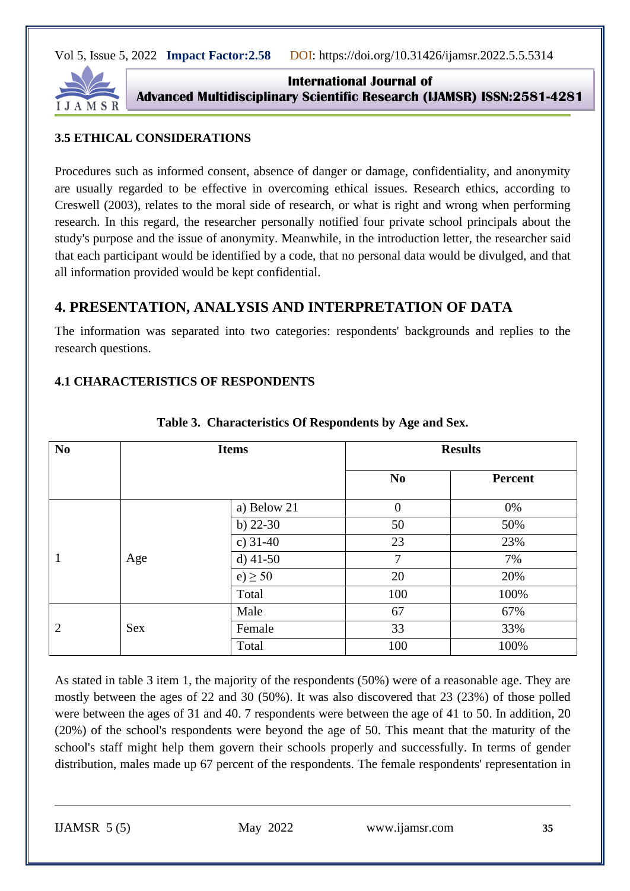### 3.5 ETHICAL CONSIDERATIONS

Procedures such as informed consent, absence of danger or damage, confidentiality, and anonymity are usually regarded to be effective in overcoming ethical issues. Research ethics, according to Creswell (2003), relates to the moral side of research, or what is right and wrong when performing research. In this regard, the researcher personally notified four private school principals about the study's purpose and the issue of anonymity. Meanwhile, in the introduction letter, the researcher said that each participant would be identified by a code, that no personal data would be divulged, and that all information provided would be kept confidential.

## 4. PRESENTATION, ANALYSIS AND INTERPRETATION OF DATA

The information was separated into two categories: respondents' backgrounds and replies to the research questions.

### 4.1 CHARACTERISTICS OF RESPONDENTS

**Table 3. Characteristics Of Respondents by Age and Sex.**

| No | Items | | Results | |
|---|---|---|---|---|
| | | | No | Percent |
| 1 | Age | a) Below 21 | 0 | 0% |
| | | b) 22-30 | 50 | 50% |
| | | c) 31-40 | 23 | 23% |
| | | d) 41-50 | 7 | 7% |
| | | e) ≥ 50 | 20 | 20% |
| | | Total | 100 | 100% |
| 2 | Sex | Male | 67 | 67% |
| | | Female | 33 | 33% |
| | | Total | 100 | 100% |

As stated in table 3 item 1, the majority of the respondents (50%) were of a reasonable age. They are mostly between the ages of 22 and 30 (50%). It was also discovered that 23 (23%) of those polled were between the ages of 31 and 40. 7 respondents were between the age of 41 to 50. In addition, 20 (20%) of the school's respondents were beyond the age of 50. This meant that the maturity of the school's staff might help them govern their schools properly and successfully. In terms of gender distribution, males made up 67 percent of the respondents. The female respondents' representation in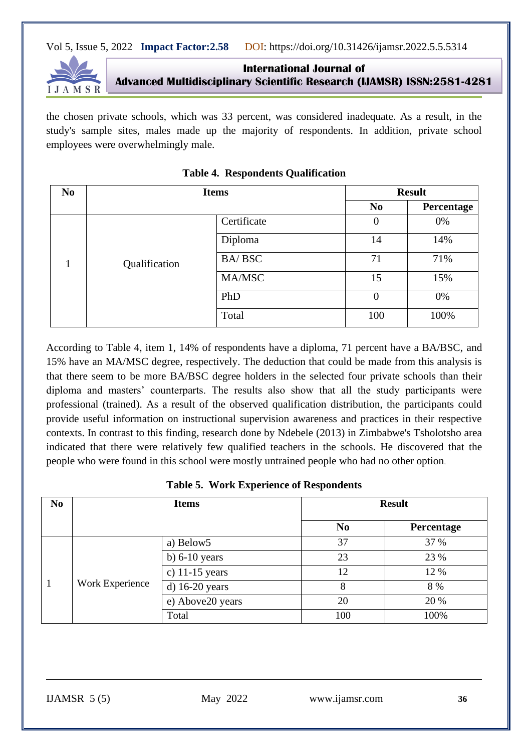the chosen private schools, which was 33 percent, was considered inadequate. As a result, in the study's sample sites, males made up the majority of respondents. In addition, private school employees were overwhelmingly male.

**Table 4. Respondents Qualification**

| No | Items | | Result | |
|---|---|---|---|---|
| | | | No | Percentage |
| 1 | Qualification | Certificate | 0 | 0% |
| | | Diploma | 14 | 14% |
| | | BA/ BSC | 71 | 71% |
| | | MA/MSC | 15 | 15% |
| | | PhD | 0 | 0% |
| | | Total | 100 | 100% |

According to Table 4, item 1, 14% of respondents have a diploma, 71 percent have a BA/BSC, and 15% have an MA/MSC degree, respectively. The deduction that could be made from this analysis is that there seem to be more BA/BSC degree holders in the selected four private schools than their diploma and masters' counterparts. The results also show that all the study participants were professional (trained). As a result of the observed qualification distribution, the participants could provide useful information on instructional supervision awareness and practices in their respective contexts. In contrast to this finding, research done by Ndebele (2013) in Zimbabwe's Tsholotsho area indicated that there were relatively few qualified teachers in the schools. He discovered that the people who were found in this school were mostly untrained people who had no other option.

**Table 5. Work Experience of Respondents**

| No | Items | | Result | |
|---|---|---|---|---|
| | | | No | Percentage |
| 1 | Work Experience | a) Below5 | 37 | 37 % |
| | | b) 6-10 years | 23 | 23 % |
| | | c) 11-15 years | 12 | 12 % |
| | | d) 16-20 years | 8 | 8 % |
| | | e) Above20 years | 20 | 20 % |
| | | Total | 100 | 100% |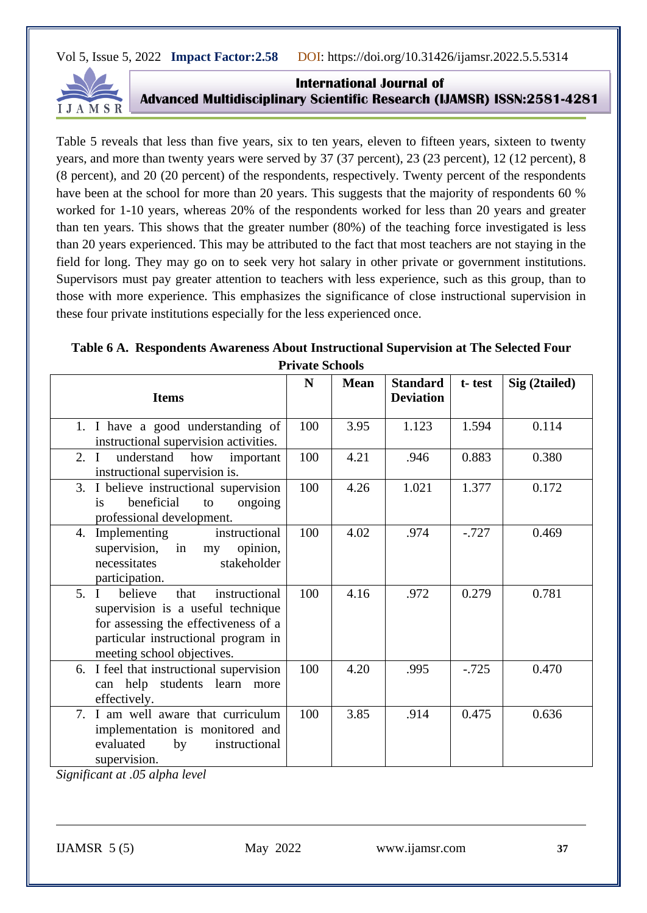Table 5 reveals that less than five years, six to ten years, eleven to fifteen years, sixteen to twenty years, and more than twenty years were served by 37 (37 percent), 23 (23 percent), 12 (12 percent), 8 (8 percent), and 20 (20 percent) of the respondents, respectively. Twenty percent of the respondents have been at the school for more than 20 years. This suggests that the majority of respondents 60 % worked for 1-10 years, whereas 20% of the respondents worked for less than 20 years and greater than ten years. This shows that the greater number (80%) of the teaching force investigated is less than 20 years experienced. This may be attributed to the fact that most teachers are not staying in the field for long. They may go on to seek very hot salary in other private or government institutions. Supervisors must pay greater attention to teachers with less experience, such as this group, than to those with more experience. This emphasizes the significance of close instructional supervision in these four private institutions especially for the less experienced once.

**Table 6 A. Respondents Awareness About Instructional Supervision at The Selected Four Private Schools**

| Items | N | Mean | Standard Deviation | t- test | Sig (2tailed) |
|---|---|---|---|---|---|
| 1. I have a good understanding of instructional supervision activities. | 100 | 3.95 | 1.123 | 1.594 | 0.114 |
| 2. I understand how important instructional supervision is. | 100 | 4.21 | .946 | 0.883 | 0.380 |
| 3. I believe instructional supervision is beneficial to ongoing professional development. | 100 | 4.26 | 1.021 | 1.377 | 0.172 |
| 4. Implementing instructional supervision, in my opinion, necessitates stakeholder participation. | 100 | 4.02 | .974 | -.727 | 0.469 |
| 5. I believe that instructional supervision is a useful technique for assessing the effectiveness of a particular instructional program in meeting school objectives. | 100 | 4.16 | .972 | 0.279 | 0.781 |
| 6. I feel that instructional supervision can help students learn more effectively. | 100 | 4.20 | .995 | -.725 | 0.470 |
| 7. I am well aware that curriculum implementation is monitored and evaluated by instructional supervision. | 100 | 3.85 | .914 | 0.475 | 0.636 |

*Significant at .05 alpha level*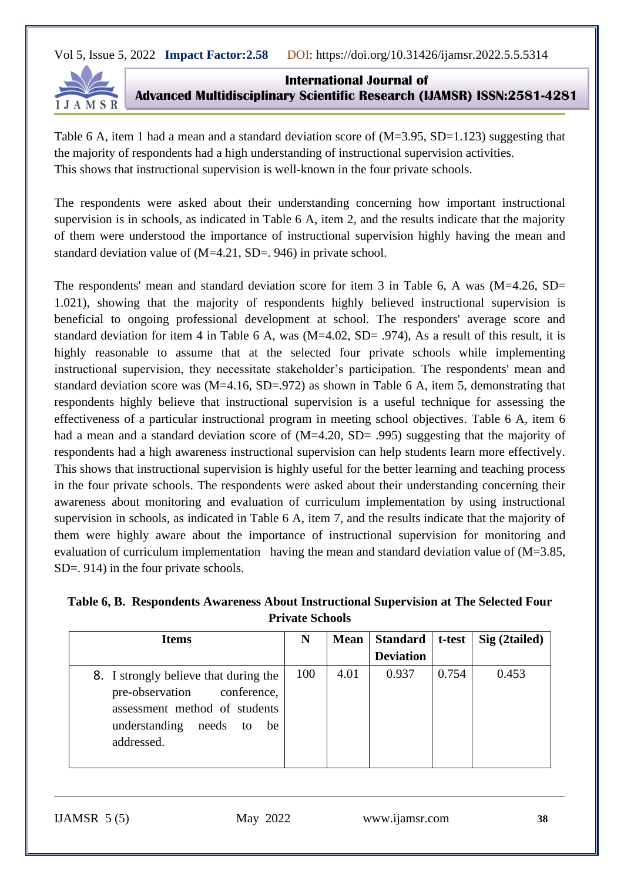Table 6 A, item 1 had a mean and a standard deviation score of (M=3.95, SD=1.123) suggesting that the majority of respondents had a high understanding of instructional supervision activities. This shows that instructional supervision is well-known in the four private schools.

The respondents were asked about their understanding concerning how important instructional supervision is in schools, as indicated in Table 6 A, item 2, and the results indicate that the majority of them were understood the importance of instructional supervision highly having the mean and standard deviation value of (M=4.21, SD=. 946) in private school.

The respondents' mean and standard deviation score for item 3 in Table 6, A was (M=4.26, SD= 1.021), showing that the majority of respondents highly believed instructional supervision is beneficial to ongoing professional development at school. The responders' average score and standard deviation for item 4 in Table 6 A, was (M=4.02, SD= .974), As a result of this result, it is highly reasonable to assume that at the selected four private schools while implementing instructional supervision, they necessitate stakeholder's participation. The respondents' mean and standard deviation score was (M=4.16, SD=.972) as shown in Table 6 A, item 5, demonstrating that respondents highly believe that instructional supervision is a useful technique for assessing the effectiveness of a particular instructional program in meeting school objectives. Table 6 A, item 6 had a mean and a standard deviation score of (M=4.20, SD= .995) suggesting that the majority of respondents had a high awareness instructional supervision can help students learn more effectively. This shows that instructional supervision is highly useful for the better learning and teaching process in the four private schools. The respondents were asked about their understanding concerning their awareness about monitoring and evaluation of curriculum implementation by using instructional supervision in schools, as indicated in Table 6 A, item 7, and the results indicate that the majority of them were highly aware about the importance of instructional supervision for monitoring and evaluation of curriculum implementation having the mean and standard deviation value of (M=3.85, SD=. 914) in the four private schools.

**Table 6, B. Respondents Awareness About Instructional Supervision at The Selected Four Private Schools**

| Items | N | Mean | Standard Deviation | t-test | Sig (2tailed) |
|---|---|---|---|---|---|
| 8. I strongly believe that during the pre-observation conference, assessment method of students understanding needs to be addressed. | 100 | 4.01 | 0.937 | 0.754 | 0.453 |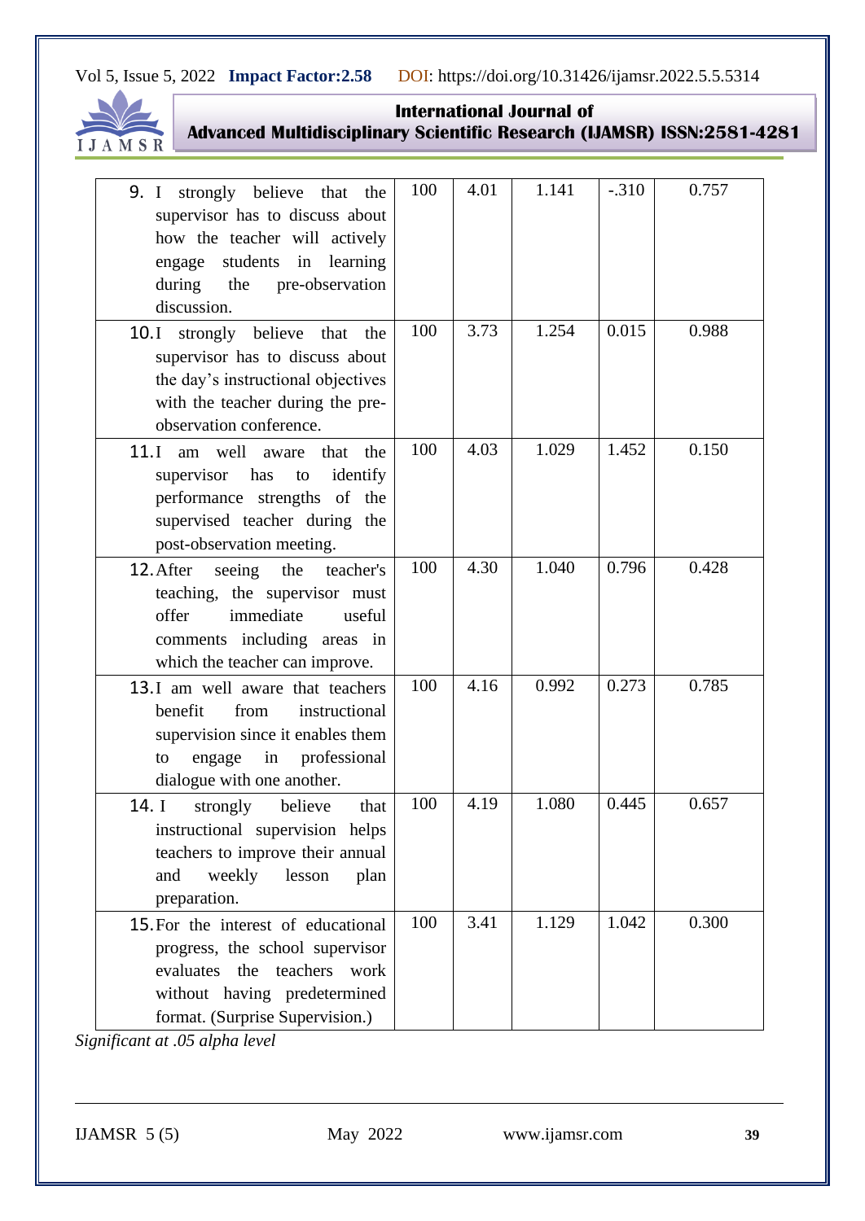| | | | | | |
|---|---|---|---|---|---|
| 9. I strongly believe that the supervisor has to discuss about how the teacher will actively engage students in learning during the pre-observation discussion. | 100 | 4.01 | 1.141 | -.310 | 0.757 |
| 10. I strongly believe that the supervisor has to discuss about the day's instructional objectives with the teacher during the pre-observation conference. | 100 | 3.73 | 1.254 | 0.015 | 0.988 |
| 11. I am well aware that the supervisor has to identify performance strengths of the supervised teacher during the post-observation meeting. | 100 | 4.03 | 1.029 | 1.452 | 0.150 |
| 12. After seeing the teacher's teaching, the supervisor must offer immediate useful comments including areas in which the teacher can improve. | 100 | 4.30 | 1.040 | 0.796 | 0.428 |
| 13. I am well aware that teachers benefit from instructional supervision since it enables them to engage in professional dialogue with one another. | 100 | 4.16 | 0.992 | 0.273 | 0.785 |
| 14. I strongly believe that instructional supervision helps teachers to improve their annual and weekly lesson plan preparation. | 100 | 4.19 | 1.080 | 0.445 | 0.657 |
| 15. For the interest of educational progress, the school supervisor evaluates the teachers work without having predetermined format. (Surprise Supervision.) | 100 | 3.41 | 1.129 | 1.042 | 0.300 |

*Significant at .05 alpha level*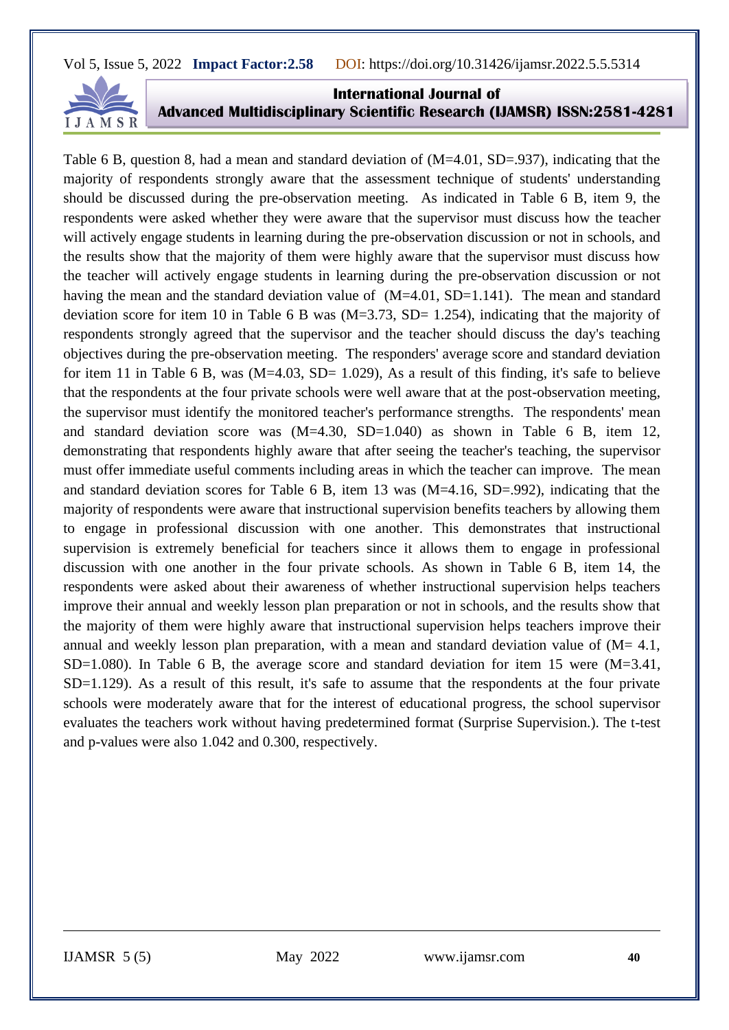Table 6 B, question 8, had a mean and standard deviation of (M=4.01, SD=.937), indicating that the majority of respondents strongly aware that the assessment technique of students' understanding should be discussed during the pre-observation meeting. As indicated in Table 6 B, item 9, the respondents were asked whether they were aware that the supervisor must discuss how the teacher will actively engage students in learning during the pre-observation discussion or not in schools, and the results show that the majority of them were highly aware that the supervisor must discuss how the teacher will actively engage students in learning during the pre-observation discussion or not having the mean and the standard deviation value of (M=4.01, SD=1.141). The mean and standard deviation score for item 10 in Table 6 B was (M=3.73, SD= 1.254), indicating that the majority of respondents strongly agreed that the supervisor and the teacher should discuss the day's teaching objectives during the pre-observation meeting. The responders' average score and standard deviation for item 11 in Table 6 B, was (M=4.03, SD= 1.029), As a result of this finding, it's safe to believe that the respondents at the four private schools were well aware that at the post-observation meeting, the supervisor must identify the monitored teacher's performance strengths. The respondents' mean and standard deviation score was (M=4.30, SD=1.040) as shown in Table 6 B, item 12, demonstrating that respondents highly aware that after seeing the teacher's teaching, the supervisor must offer immediate useful comments including areas in which the teacher can improve. The mean and standard deviation scores for Table 6 B, item 13 was (M=4.16, SD=.992), indicating that the majority of respondents were aware that instructional supervision benefits teachers by allowing them to engage in professional discussion with one another. This demonstrates that instructional supervision is extremely beneficial for teachers since it allows them to engage in professional discussion with one another in the four private schools. As shown in Table 6 B, item 14, the respondents were asked about their awareness of whether instructional supervision helps teachers improve their annual and weekly lesson plan preparation or not in schools, and the results show that the majority of them were highly aware that instructional supervision helps teachers improve their annual and weekly lesson plan preparation, with a mean and standard deviation value of (M= 4.1, SD=1.080). In Table 6 B, the average score and standard deviation for item 15 were (M=3.41, SD=1.129). As a result of this result, it's safe to assume that the respondents at the four private schools were moderately aware that for the interest of educational progress, the school supervisor evaluates the teachers work without having predetermined format (Surprise Supervision.). The t-test and p-values were also 1.042 and 0.300, respectively.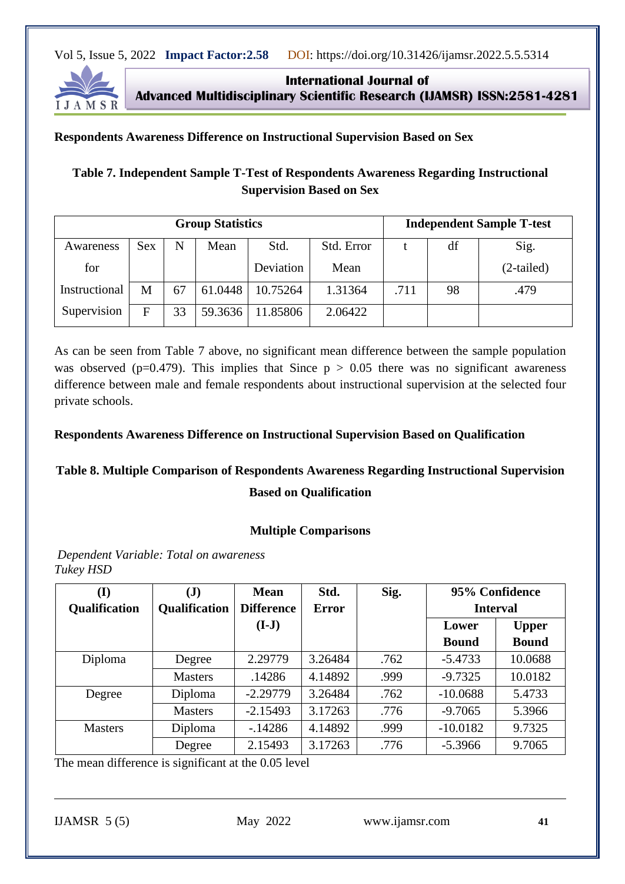**Respondents Awareness Difference on Instructional Supervision Based on Sex**

**Table 7. Independent Sample T-Test of Respondents Awareness Regarding Instructional Supervision Based on Sex**

| Group Statistics | | | | | | Independent Sample T-test | | |
|---|---|---|---|---|---|---|---|---|
| Awareness for Instructional Supervision | Sex | N | Mean | Std. Deviation | Std. Error Mean | t | df | Sig. (2-tailed) |
| | M | 67 | 61.0448 | 10.75264 | 1.31364 | .711 | 98 | .479 |
| | F | 33 | 59.3636 | 11.85806 | 2.06422 | | | |

As can be seen from Table 7 above, no significant mean difference between the sample population was observed (p=0.479). This implies that Since $p > 0.05$ there was no significant awareness difference between male and female respondents about instructional supervision at the selected four private schools.

**Respondents Awareness Difference on Instructional Supervision Based on Qualification**

**Table 8. Multiple Comparison of Respondents Awareness Regarding Instructional Supervision Based on Qualification**

**Multiple Comparisons**

*Dependent Variable: Total on awareness*
*Tukey HSD*

| (I) Qualification | (J) Qualification | Mean Difference (I-J) | Std. Error | Sig. | 95% Confidence Interval | |
|---|---|---|---|---|---|---|
| | | | | | Lower Bound | Upper Bound |
| Diploma | Degree | 2.29779 | 3.26484 | .762 | -5.4733 | 10.0688 |
| | Masters | .14286 | 4.14892 | .999 | -9.7325 | 10.0182 |
| Degree | Diploma | -2.29779 | 3.26484 | .762 | -10.0688 | 5.4733 |
| | Masters | -2.15493 | 3.17263 | .776 | -9.7065 | 5.3966 |
| Masters | Diploma | -.14286 | 4.14892 | .999 | -10.0182 | 9.7325 |
| | Degree | 2.15493 | 3.17263 | .776 | -5.3966 | 9.7065 |

The mean difference is significant at the 0.05 level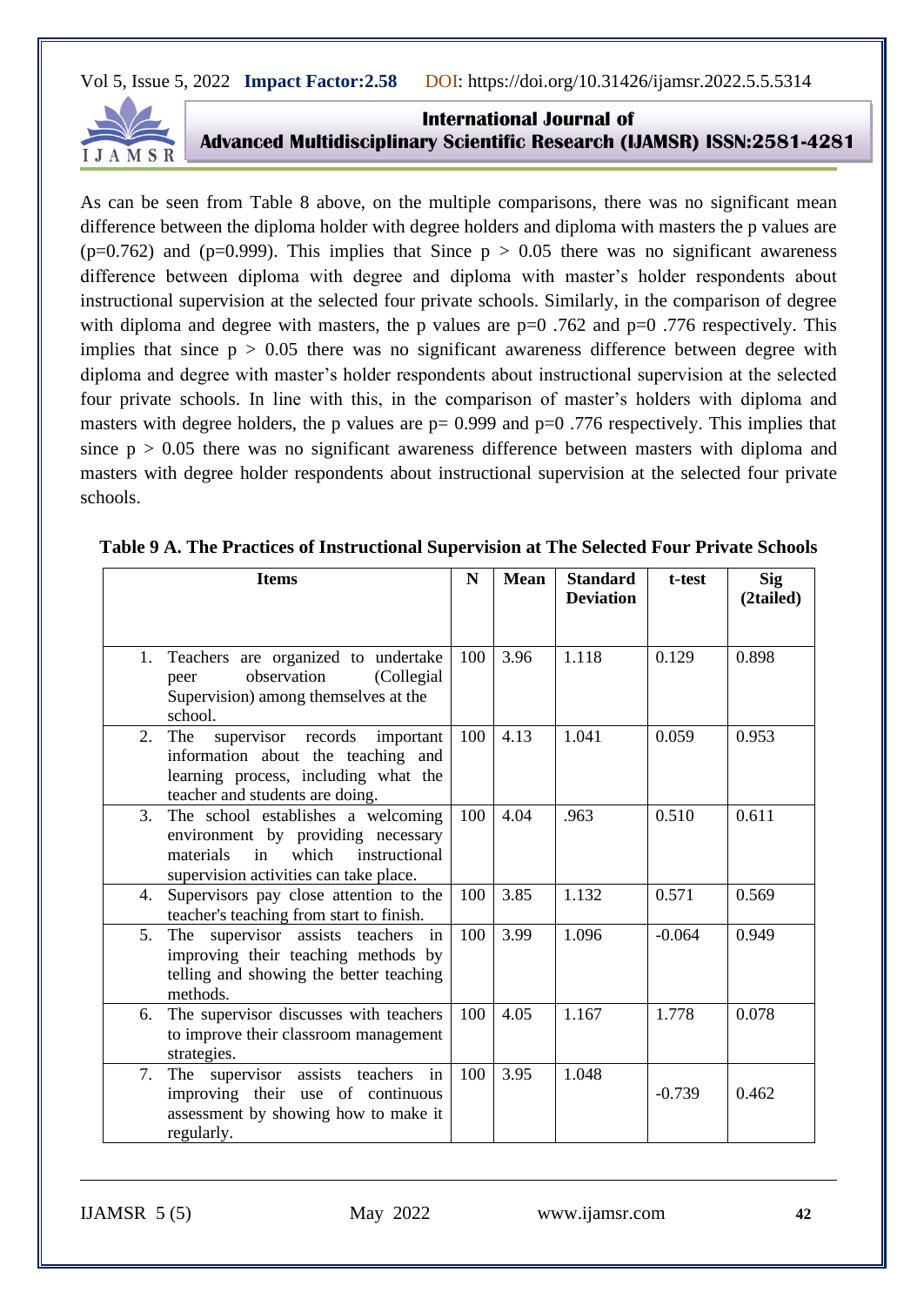As can be seen from Table 8 above, on the multiple comparisons, there was no significant mean difference between the diploma holder with degree holders and diploma with masters the p values are (p=0.762) and (p=0.999). This implies that Since $p > 0.05$ there was no significant awareness difference between diploma with degree and diploma with master's holder respondents about instructional supervision at the selected four private schools. Similarly, in the comparison of degree with diploma and degree with masters, the p values are p=0 .762 and p=0 .776 respectively. This implies that since $p > 0.05$ there was no significant awareness difference between degree with diploma and degree with master's holder respondents about instructional supervision at the selected four private schools. In line with this, in the comparison of master's holders with diploma and masters with degree holders, the p values are p= 0.999 and p=0 .776 respectively. This implies that since $p > 0.05$ there was no significant awareness difference between masters with diploma and masters with degree holder respondents about instructional supervision at the selected four private schools.

**Table 9 A. The Practices of Instructional Supervision at The Selected Four Private Schools**

| Items | N | Mean | Standard Deviation | t-test | Sig (2tailed) |
|---|---|---|---|---|---|
| 1. Teachers are organized to undertake peer observation (Collegial Supervision) among themselves at the school. | 100 | 3.96 | 1.118 | 0.129 | 0.898 |
| 2. The supervisor records important information about the teaching and learning process, including what the teacher and students are doing. | 100 | 4.13 | 1.041 | 0.059 | 0.953 |
| 3. The school establishes a welcoming environment by providing necessary materials in which instructional supervision activities can take place. | 100 | 4.04 | .963 | 0.510 | 0.611 |
| 4. Supervisors pay close attention to the teacher's teaching from start to finish. | 100 | 3.85 | 1.132 | 0.571 | 0.569 |
| 5. The supervisor assists teachers in improving their teaching methods by telling and showing the better teaching methods. | 100 | 3.99 | 1.096 | -0.064 | 0.949 |
| 6. The supervisor discusses with teachers to improve their classroom management strategies. | 100 | 4.05 | 1.167 | 1.778 | 0.078 |
| 7. The supervisor assists teachers in improving their use of continuous assessment by showing how to make it regularly. | 100 | 3.95 | 1.048 | -0.739 | 0.462 |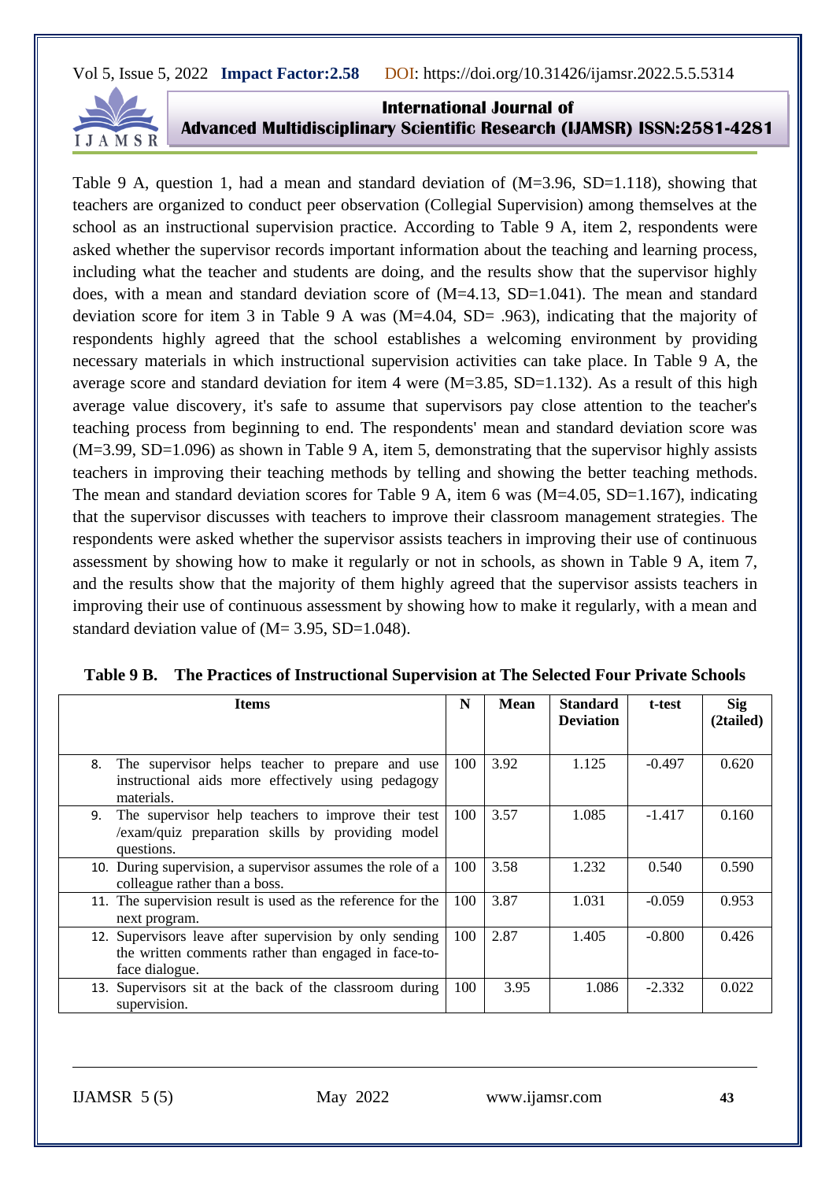Table 9 A, question 1, had a mean and standard deviation of (M=3.96, SD=1.118), showing that teachers are organized to conduct peer observation (Collegial Supervision) among themselves at the school as an instructional supervision practice. According to Table 9 A, item 2, respondents were asked whether the supervisor records important information about the teaching and learning process, including what the teacher and students are doing, and the results show that the supervisor highly does, with a mean and standard deviation score of (M=4.13, SD=1.041). The mean and standard deviation score for item 3 in Table 9 A was (M=4.04, SD= .963), indicating that the majority of respondents highly agreed that the school establishes a welcoming environment by providing necessary materials in which instructional supervision activities can take place. In Table 9 A, the average score and standard deviation for item 4 were (M=3.85, SD=1.132). As a result of this high average value discovery, it's safe to assume that supervisors pay close attention to the teacher's teaching process from beginning to end. The respondents' mean and standard deviation score was (M=3.99, SD=1.096) as shown in Table 9 A, item 5, demonstrating that the supervisor highly assists teachers in improving their teaching methods by telling and showing the better teaching methods. The mean and standard deviation scores for Table 9 A, item 6 was (M=4.05, SD=1.167), indicating that the supervisor discusses with teachers to improve their classroom management strategies. The respondents were asked whether the supervisor assists teachers in improving their use of continuous assessment by showing how to make it regularly or not in schools, as shown in Table 9 A, item 7, and the results show that the majority of them highly agreed that the supervisor assists teachers in improving their use of continuous assessment by showing how to make it regularly, with a mean and standard deviation value of (M= 3.95, SD=1.048).

**Table 9 B. The Practices of Instructional Supervision at The Selected Four Private Schools**

| Items | N | Mean | Standard Deviation | t-test | Sig (2tailed) |
|---|---|---|---|---|---|
| 8. The supervisor helps teacher to prepare and use instructional aids more effectively using pedagogy materials. | 100 | 3.92 | 1.125 | -0.497 | 0.620 |
| 9. The supervisor help teachers to improve their test /exam/quiz preparation skills by providing model questions. | 100 | 3.57 | 1.085 | -1.417 | 0.160 |
| 10. During supervision, a supervisor assumes the role of a colleague rather than a boss. | 100 | 3.58 | 1.232 | 0.540 | 0.590 |
| 11. The supervision result is used as the reference for the next program. | 100 | 3.87 | 1.031 | -0.059 | 0.953 |
| 12. Supervisors leave after supervision by only sending the written comments rather than engaged in face-to-face dialogue. | 100 | 2.87 | 1.405 | -0.800 | 0.426 |
| 13. Supervisors sit at the back of the classroom during supervision. | 100 | 3.95 | 1.086 | -2.332 | 0.022 |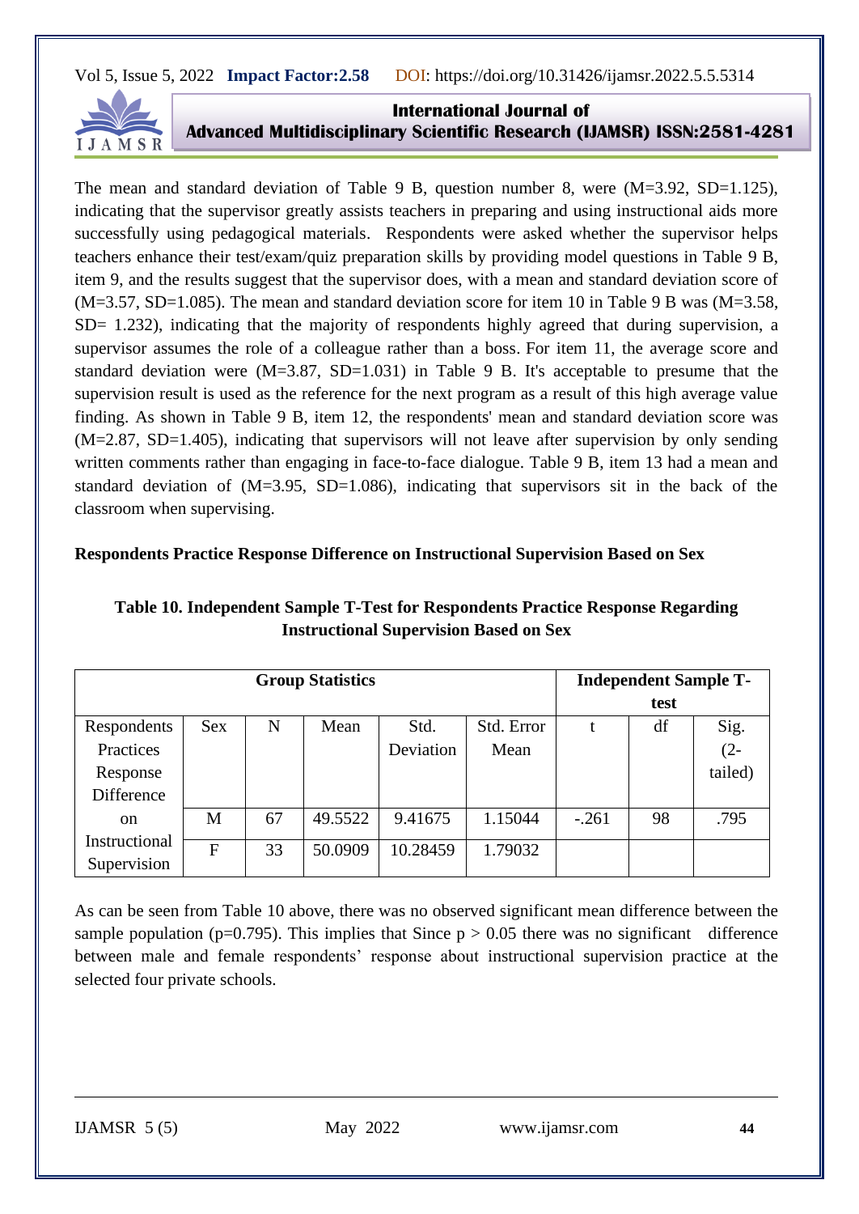The mean and standard deviation of Table 9 B, question number 8, were (M=3.92, SD=1.125), indicating that the supervisor greatly assists teachers in preparing and using instructional aids more successfully using pedagogical materials. Respondents were asked whether the supervisor helps teachers enhance their test/exam/quiz preparation skills by providing model questions in Table 9 B, item 9, and the results suggest that the supervisor does, with a mean and standard deviation score of (M=3.57, SD=1.085). The mean and standard deviation score for item 10 in Table 9 B was (M=3.58, SD= 1.232), indicating that the majority of respondents highly agreed that during supervision, a supervisor assumes the role of a colleague rather than a boss. For item 11, the average score and standard deviation were (M=3.87, SD=1.031) in Table 9 B. It's acceptable to presume that the supervision result is used as the reference for the next program as a result of this high average value finding. As shown in Table 9 B, item 12, the respondents' mean and standard deviation score was (M=2.87, SD=1.405), indicating that supervisors will not leave after supervision by only sending written comments rather than engaging in face-to-face dialogue. Table 9 B, item 13 had a mean and standard deviation of (M=3.95, SD=1.086), indicating that supervisors sit in the back of the classroom when supervising.

**Respondents Practice Response Difference on Instructional Supervision Based on Sex**

**Table 10. Independent Sample T-Test for Respondents Practice Response Regarding Instructional Supervision Based on Sex**

| Group Statistics | | | | | | Independent Sample T-test | | |
|---|---|---|---|---|---|---|---|---|
| Respondents Practices Response Difference on Instructional Supervision | Sex | N | Mean | Std. Deviation | Std. Error Mean | t | df | Sig. (2-tailed) |
| | M | 67 | 49.5522 | 9.41675 | 1.15044 | -.261 | 98 | .795 |
| | F | 33 | 50.0909 | 10.28459 | 1.79032 | | | |

As can be seen from Table 10 above, there was no observed significant mean difference between the sample population (p=0.795). This implies that Since $p > 0.05$ there was no significant difference between male and female respondents' response about instructional supervision practice at the selected four private schools.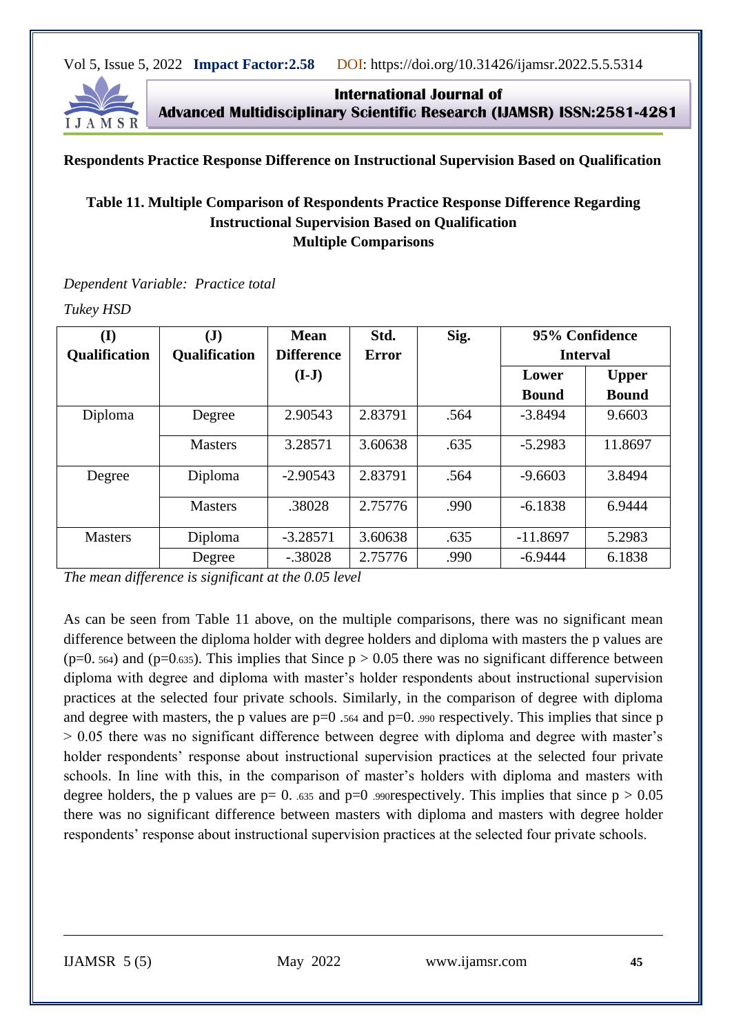**Respondents Practice Response Difference on Instructional Supervision Based on Qualification**

**Table 11. Multiple Comparison of Respondents Practice Response Difference Regarding Instructional Supervision Based on Qualification**
**Multiple Comparisons**

*Dependent Variable: Practice total*

*Tukey HSD*

| (I) Qualification | (J) Qualification | Mean Difference (I-J) | Std. Error | Sig. | 95% Confidence Interval | |
|---|---|---|---|---|---|---|
| | | | | | Lower Bound | Upper Bound |
| Diploma | Degree | 2.90543 | 2.83791 | .564 | -3.8494 | 9.6603 |
| | Masters | 3.28571 | 3.60638 | .635 | -5.2983 | 11.8697 |
| Degree | Diploma | -2.90543 | 2.83791 | .564 | -9.6603 | 3.8494 |
| | Masters | .38028 | 2.75776 | .990 | -6.1838 | 6.9444 |
| Masters | Diploma | -3.28571 | 3.60638 | .635 | -11.8697 | 5.2983 |
| | Degree | -.38028 | 2.75776 | .990 | -6.9444 | 6.1838 |

*The mean difference is significant at the 0.05 level*

As can be seen from Table 11 above, on the multiple comparisons, there was no significant mean difference between the diploma holder with degree holders and diploma with masters the p values are ($p=0.564$) and ($p=0.635$). This implies that Since $p > 0.05$ there was no significant difference between diploma with degree and diploma with master's holder respondents about instructional supervision practices at the selected four private schools. Similarly, in the comparison of degree with diploma and degree with masters, the p values are $p=0.564$ and $p=0.990$ respectively. This implies that since $p > 0.05$ there was no significant difference between degree with diploma and degree with master's holder respondents' response about instructional supervision practices at the selected four private schools. In line with this, in the comparison of master's holders with diploma and masters with degree holders, the p values are $p=0.635$ and $p=0.990$ respectively. This implies that since $p > 0.05$ there was no significant difference between masters with diploma and masters with degree holder respondents' response about instructional supervision practices at the selected four private schools.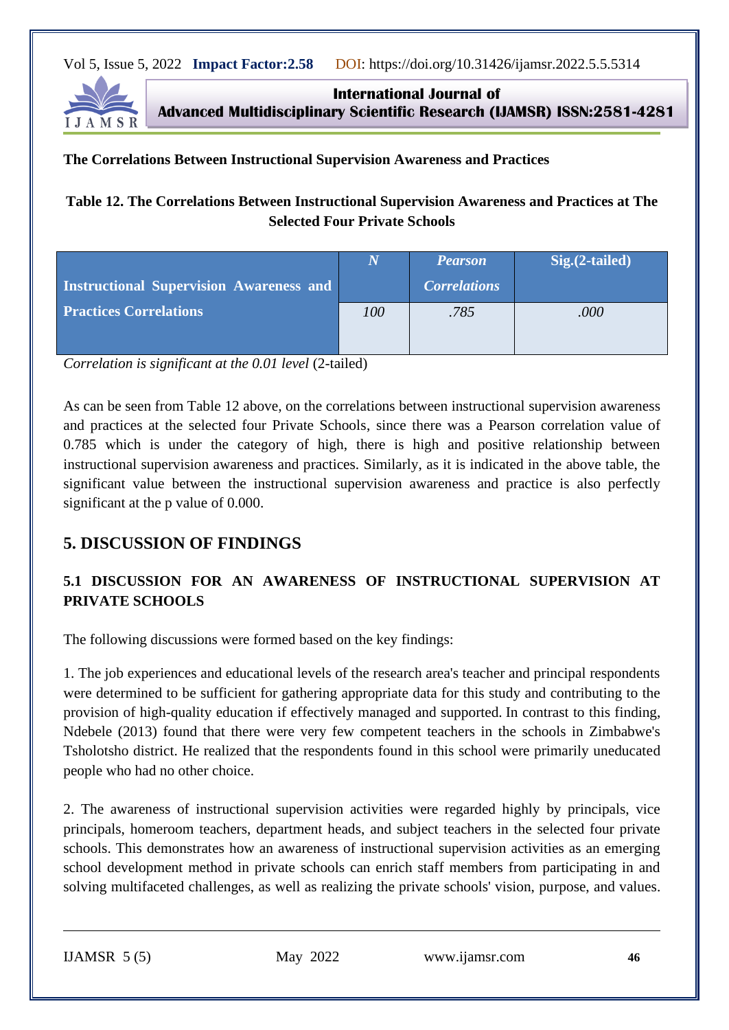**The Correlations Between Instructional Supervision Awareness and Practices**

**Table 12. The Correlations Between Instructional Supervision Awareness and Practices at The Selected Four Private Schools**

| **Instructional Supervision Awareness and Practices Correlations** | ***N*** | ***Pearson Correlations*** | **Sig.(2-tailed)** |
|---|---|---|---|
| | *100* | *.785* | *.000* |

*Correlation is significant at the 0.01 level* (2-tailed)

As can be seen from Table 12 above, on the correlations between instructional supervision awareness and practices at the selected four Private Schools, since there was a Pearson correlation value of 0.785 which is under the category of high, there is high and positive relationship between instructional supervision awareness and practices. Similarly, as it is indicated in the above table, the significant value between the instructional supervision awareness and practice is also perfectly significant at the p value of 0.000.

## 5. DISCUSSION OF FINDINGS

### 5.1 DISCUSSION FOR AN AWARENESS OF INSTRUCTIONAL SUPERVISION AT PRIVATE SCHOOLS

The following discussions were formed based on the key findings:

1. The job experiences and educational levels of the research area's teacher and principal respondents were determined to be sufficient for gathering appropriate data for this study and contributing to the provision of high-quality education if effectively managed and supported. In contrast to this finding, Ndebele (2013) found that there were very few competent teachers in the schools in Zimbabwe's Tsholotsho district. He realized that the respondents found in this school were primarily uneducated people who had no other choice.

2. The awareness of instructional supervision activities were regarded highly by principals, vice principals, homeroom teachers, department heads, and subject teachers in the selected four private schools. This demonstrates how an awareness of instructional supervision activities as an emerging school development method in private schools can enrich staff members from participating in and solving multifaceted challenges, as well as realizing the private schools' vision, purpose, and values.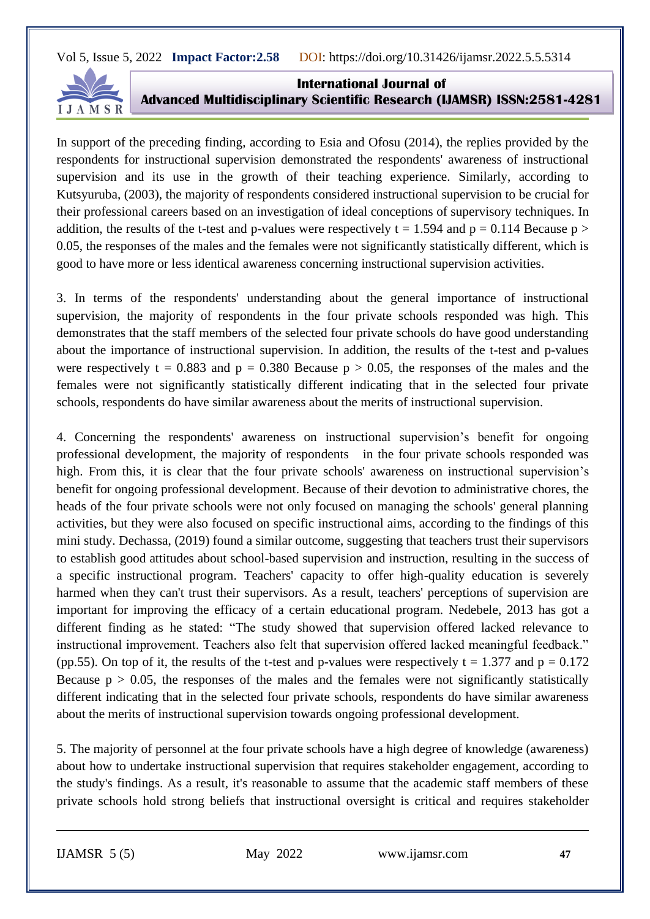In support of the preceding finding, according to Esia and Ofosu (2014), the replies provided by the respondents for instructional supervision demonstrated the respondents' awareness of instructional supervision and its use in the growth of their teaching experience. Similarly, according to Kutsyuruba, (2003), the majority of respondents considered instructional supervision to be crucial for their professional careers based on an investigation of ideal conceptions of supervisory techniques. In addition, the results of the t-test and p-values were respectively $t = 1.594$ and $p = 0.114$ Because $p > 0.05$, the responses of the males and the females were not significantly statistically different, which is good to have more or less identical awareness concerning instructional supervision activities.

3. In terms of the respondents' understanding about the general importance of instructional supervision, the majority of respondents in the four private schools responded was high. This demonstrates that the staff members of the selected four private schools do have good understanding about the importance of instructional supervision. In addition, the results of the t-test and p-values were respectively $t = 0.883$ and $p = 0.380$ Because $p > 0.05$, the responses of the males and the females were not significantly statistically different indicating that in the selected four private schools, respondents do have similar awareness about the merits of instructional supervision.

4. Concerning the respondents' awareness on instructional supervision's benefit for ongoing professional development, the majority of respondents in the four private schools responded was high. From this, it is clear that the four private schools' awareness on instructional supervision's benefit for ongoing professional development. Because of their devotion to administrative chores, the heads of the four private schools were not only focused on managing the schools' general planning activities, but they were also focused on specific instructional aims, according to the findings of this mini study. Dechassa, (2019) found a similar outcome, suggesting that teachers trust their supervisors to establish good attitudes about school-based supervision and instruction, resulting in the success of a specific instructional program. Teachers' capacity to offer high-quality education is severely harmed when they can't trust their supervisors. As a result, teachers' perceptions of supervision are important for improving the efficacy of a certain educational program. Nedebele, 2013 has got a different finding as he stated: "The study showed that supervision offered lacked relevance to instructional improvement. Teachers also felt that supervision offered lacked meaningful feedback." (pp.55). On top of it, the results of the t-test and p-values were respectively $t = 1.377$ and $p = 0.172$ Because $p > 0.05$, the responses of the males and the females were not significantly statistically different indicating that in the selected four private schools, respondents do have similar awareness about the merits of instructional supervision towards ongoing professional development.

5. The majority of personnel at the four private schools have a high degree of knowledge (awareness) about how to undertake instructional supervision that requires stakeholder engagement, according to the study's findings. As a result, it's reasonable to assume that the academic staff members of these private schools hold strong beliefs that instructional oversight is critical and requires stakeholder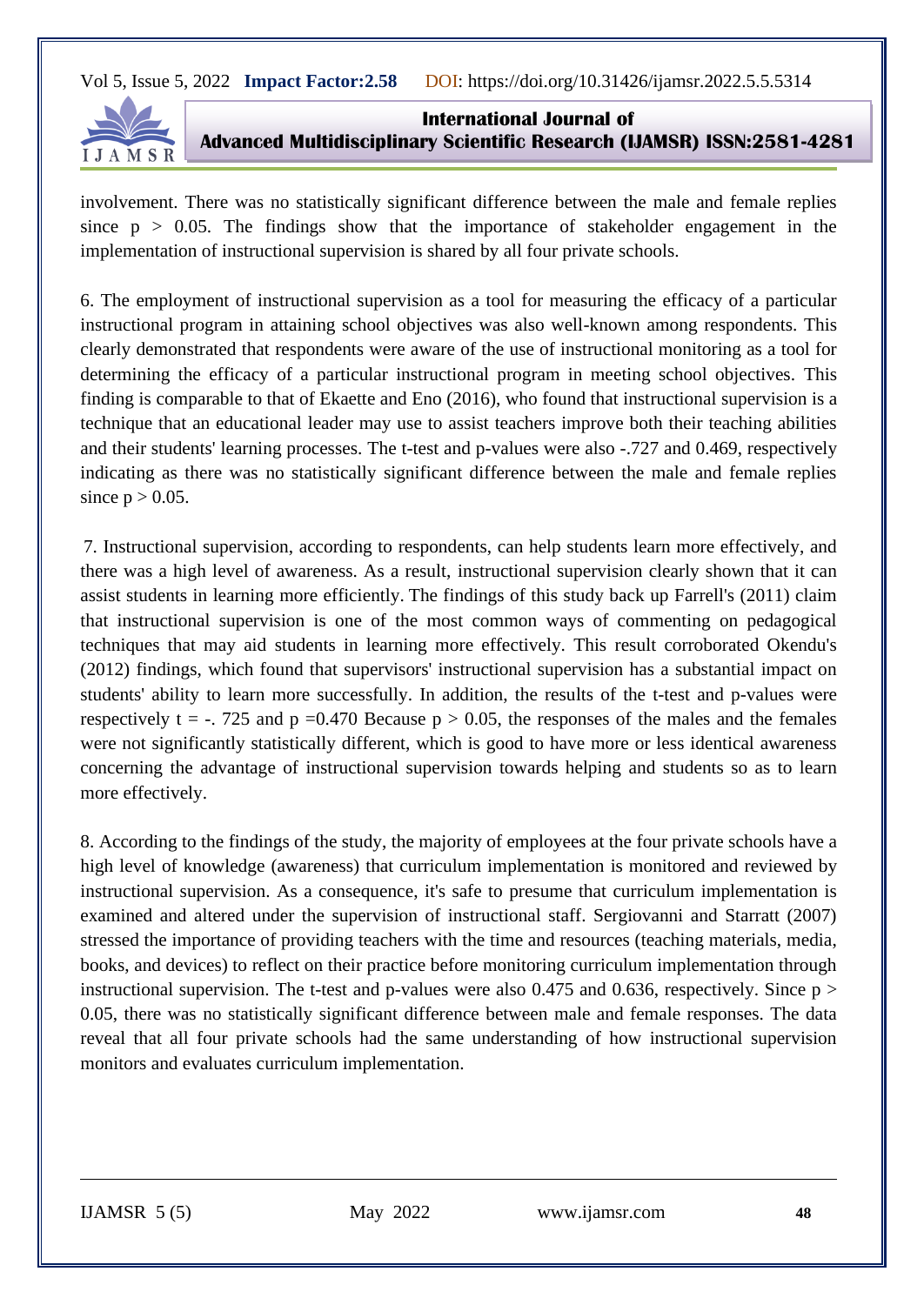involvement. There was no statistically significant difference between the male and female replies since $p > 0.05$. The findings show that the importance of stakeholder engagement in the implementation of instructional supervision is shared by all four private schools.

6. The employment of instructional supervision as a tool for measuring the efficacy of a particular instructional program in attaining school objectives was also well-known among respondents. This clearly demonstrated that respondents were aware of the use of instructional monitoring as a tool for determining the efficacy of a particular instructional program in meeting school objectives. This finding is comparable to that of Ekaette and Eno (2016), who found that instructional supervision is a technique that an educational leader may use to assist teachers improve both their teaching abilities and their students' learning processes. The t-test and p-values were also -.727 and 0.469, respectively indicating as there was no statistically significant difference between the male and female replies since $p > 0.05$.

7. Instructional supervision, according to respondents, can help students learn more effectively, and there was a high level of awareness. As a result, instructional supervision clearly shown that it can assist students in learning more efficiently. The findings of this study back up Farrell's (2011) claim that instructional supervision is one of the most common ways of commenting on pedagogical techniques that may aid students in learning more effectively. This result corroborated Okendu's (2012) findings, which found that supervisors' instructional supervision has a substantial impact on students' ability to learn more successfully. In addition, the results of the t-test and p-values were respectively $t = -.725$ and $p = 0.470$ Because $p > 0.05$, the responses of the males and the females were not significantly statistically different, which is good to have more or less identical awareness concerning the advantage of instructional supervision towards helping and students so as to learn more effectively.

8. According to the findings of the study, the majority of employees at the four private schools have a high level of knowledge (awareness) that curriculum implementation is monitored and reviewed by instructional supervision. As a consequence, it's safe to presume that curriculum implementation is examined and altered under the supervision of instructional staff. Sergiovanni and Starratt (2007) stressed the importance of providing teachers with the time and resources (teaching materials, media, books, and devices) to reflect on their practice before monitoring curriculum implementation through instructional supervision. The t-test and p-values were also 0.475 and 0.636, respectively. Since $p > 0.05$, there was no statistically significant difference between male and female responses. The data reveal that all four private schools had the same understanding of how instructional supervision monitors and evaluates curriculum implementation.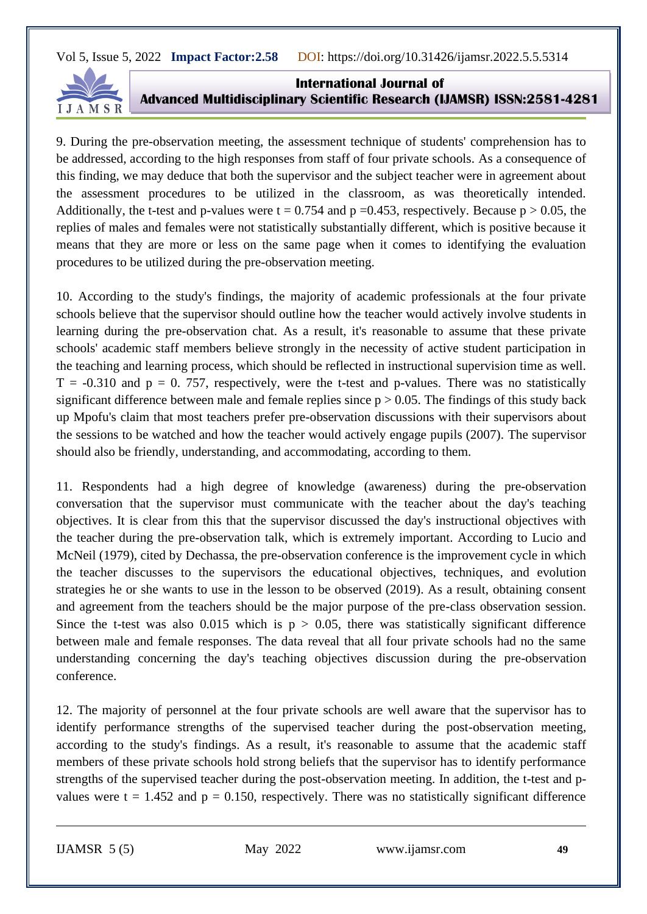9. During the pre-observation meeting, the assessment technique of students' comprehension has to be addressed, according to the high responses from staff of four private schools. As a consequence of this finding, we may deduce that both the supervisor and the subject teacher were in agreement about the assessment procedures to be utilized in the classroom, as was theoretically intended. Additionally, the t-test and p-values were $t = 0.754$ and $p = 0.453$, respectively. Because $p > 0.05$, the replies of males and females were not statistically substantially different, which is positive because it means that they are more or less on the same page when it comes to identifying the evaluation procedures to be utilized during the pre-observation meeting.

10. According to the study's findings, the majority of academic professionals at the four private schools believe that the supervisor should outline how the teacher would actively involve students in learning during the pre-observation chat. As a result, it's reasonable to assume that these private schools' academic staff members believe strongly in the necessity of active student participation in the teaching and learning process, which should be reflected in instructional supervision time as well. $T = -0.310$ and $p = 0.757$, respectively, were the t-test and p-values. There was no statistically significant difference between male and female replies since $p > 0.05$. The findings of this study back up Mpofu's claim that most teachers prefer pre-observation discussions with their supervisors about the sessions to be watched and how the teacher would actively engage pupils (2007). The supervisor should also be friendly, understanding, and accommodating, according to them.

11. Respondents had a high degree of knowledge (awareness) during the pre-observation conversation that the supervisor must communicate with the teacher about the day's teaching objectives. It is clear from this that the supervisor discussed the day's instructional objectives with the teacher during the pre-observation talk, which is extremely important. According to Lucio and McNeil (1979), cited by Dechassa, the pre-observation conference is the improvement cycle in which the teacher discusses to the supervisors the educational objectives, techniques, and evolution strategies he or she wants to use in the lesson to be observed (2019). As a result, obtaining consent and agreement from the teachers should be the major purpose of the pre-class observation session. Since the t-test was also 0.015 which is $p > 0.05$, there was statistically significant difference between male and female responses. The data reveal that all four private schools had no the same understanding concerning the day's teaching objectives discussion during the pre-observation conference.

12. The majority of personnel at the four private schools are well aware that the supervisor has to identify performance strengths of the supervised teacher during the post-observation meeting, according to the study's findings. As a result, it's reasonable to assume that the academic staff members of these private schools hold strong beliefs that the supervisor has to identify performance strengths of the supervised teacher during the post-observation meeting. In addition, the t-test and p-values were $t = 1.452$ and $p = 0.150$, respectively. There was no statistically significant difference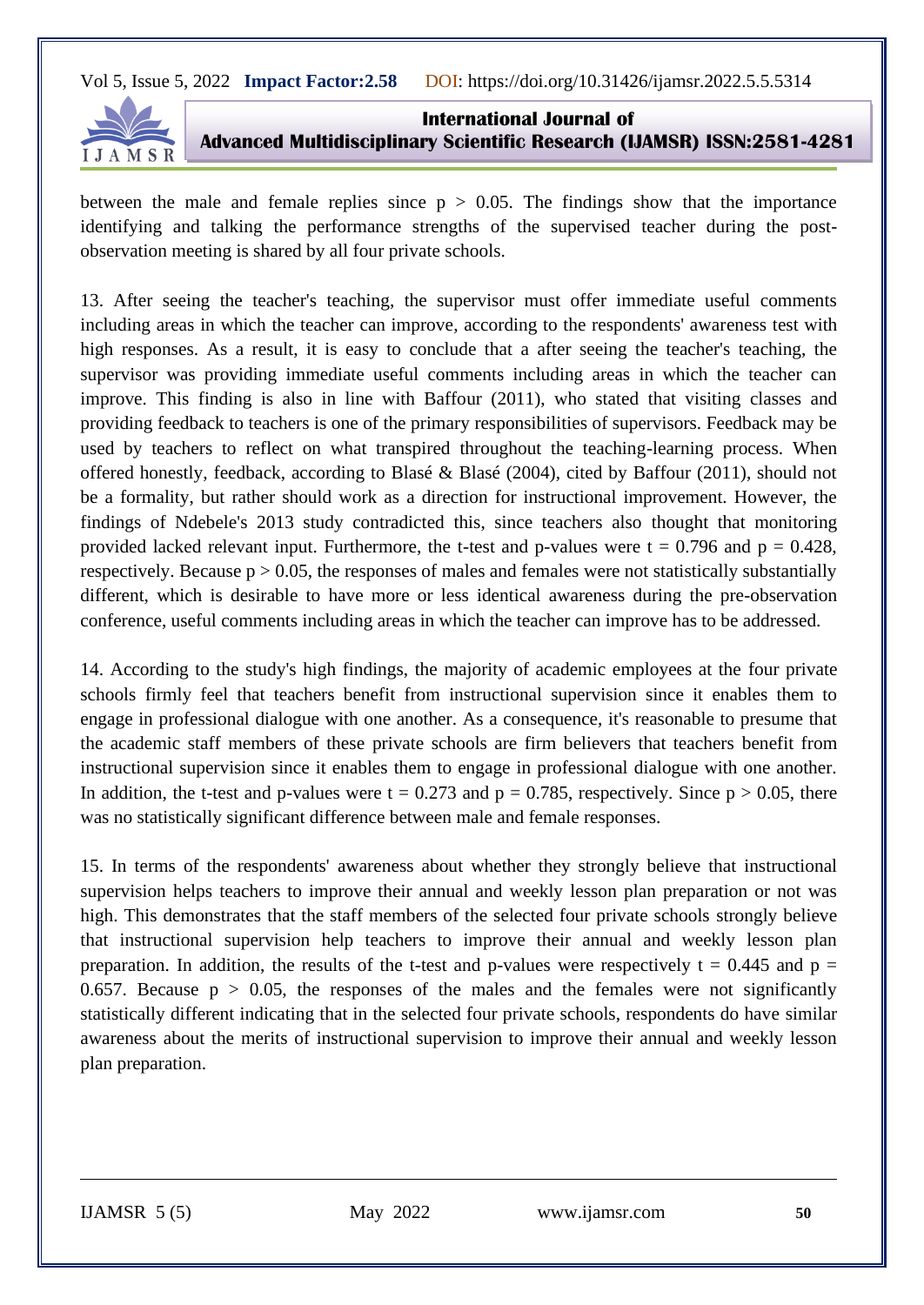between the male and female replies since $p > 0.05$. The findings show that the importance identifying and talking the performance strengths of the supervised teacher during the post-observation meeting is shared by all four private schools.

13. After seeing the teacher's teaching, the supervisor must offer immediate useful comments including areas in which the teacher can improve, according to the respondents' awareness test with high responses. As a result, it is easy to conclude that a after seeing the teacher's teaching, the supervisor was providing immediate useful comments including areas in which the teacher can improve. This finding is also in line with Baffour (2011), who stated that visiting classes and providing feedback to teachers is one of the primary responsibilities of supervisors. Feedback may be used by teachers to reflect on what transpired throughout the teaching-learning process. When offered honestly, feedback, according to Blasé & Blasé (2004), cited by Baffour (2011), should not be a formality, but rather should work as a direction for instructional improvement. However, the findings of Ndebele's 2013 study contradicted this, since teachers also thought that monitoring provided lacked relevant input. Furthermore, the t-test and p-values were $t = 0.796$ and $p = 0.428$, respectively. Because $p > 0.05$, the responses of males and females were not statistically substantially different, which is desirable to have more or less identical awareness during the pre-observation conference, useful comments including areas in which the teacher can improve has to be addressed.

14. According to the study's high findings, the majority of academic employees at the four private schools firmly feel that teachers benefit from instructional supervision since it enables them to engage in professional dialogue with one another. As a consequence, it's reasonable to presume that the academic staff members of these private schools are firm believers that teachers benefit from instructional supervision since it enables them to engage in professional dialogue with one another. In addition, the t-test and p-values were $t = 0.273$ and $p = 0.785$, respectively. Since $p > 0.05$, there was no statistically significant difference between male and female responses.

15. In terms of the respondents' awareness about whether they strongly believe that instructional supervision helps teachers to improve their annual and weekly lesson plan preparation or not was high. This demonstrates that the staff members of the selected four private schools strongly believe that instructional supervision help teachers to improve their annual and weekly lesson plan preparation. In addition, the results of the t-test and p-values were respectively $t = 0.445$ and $p = 0.657$. Because $p > 0.05$, the responses of the males and the females were not significantly statistically different indicating that in the selected four private schools, respondents do have similar awareness about the merits of instructional supervision to improve their annual and weekly lesson plan preparation.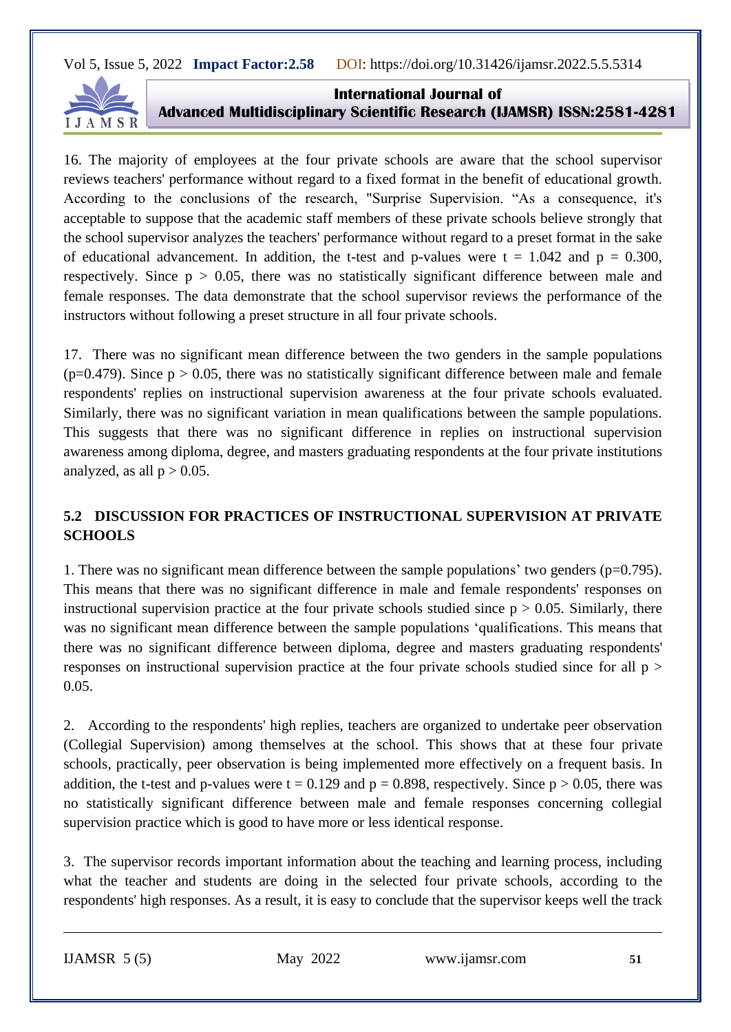16. The majority of employees at the four private schools are aware that the school supervisor reviews teachers' performance without regard to a fixed format in the benefit of educational growth. According to the conclusions of the research, "Surprise Supervision. "As a consequence, it's acceptable to suppose that the academic staff members of these private schools believe strongly that the school supervisor analyzes the teachers' performance without regard to a preset format in the sake of educational advancement. In addition, the t-test and p-values were $t = 1.042$ and $p = 0.300$, respectively. Since $p > 0.05$, there was no statistically significant difference between male and female responses. The data demonstrate that the school supervisor reviews the performance of the instructors without following a preset structure in all four private schools.

17. There was no significant mean difference between the two genders in the sample populations ($p=0.479$). Since $p > 0.05$, there was no statistically significant difference between male and female respondents' replies on instructional supervision awareness at the four private schools evaluated. Similarly, there was no significant variation in mean qualifications between the sample populations. This suggests that there was no significant difference in replies on instructional supervision awareness among diploma, degree, and masters graduating respondents at the four private institutions analyzed, as all $p > 0.05$.

### 5.2 DISCUSSION FOR PRACTICES OF INSTRUCTIONAL SUPERVISION AT PRIVATE SCHOOLS

1. There was no significant mean difference between the sample populations' two genders ($p=0.795$). This means that there was no significant difference in male and female respondents' responses on instructional supervision practice at the four private schools studied since $p > 0.05$. Similarly, there was no significant mean difference between the sample populations 'qualifications. This means that there was no significant difference between diploma, degree and masters graduating respondents' responses on instructional supervision practice at the four private schools studied since for all $p > 0.05$.

2. According to the respondents' high replies, teachers are organized to undertake peer observation (Collegial Supervision) among themselves at the school. This shows that at these four private schools, practically, peer observation is being implemented more effectively on a frequent basis. In addition, the t-test and p-values were $t = 0.129$ and $p = 0.898$, respectively. Since $p > 0.05$, there was no statistically significant difference between male and female responses concerning collegial supervision practice which is good to have more or less identical response.

3. The supervisor records important information about the teaching and learning process, including what the teacher and students are doing in the selected four private schools, according to the respondents' high responses. As a result, it is easy to conclude that the supervisor keeps well the track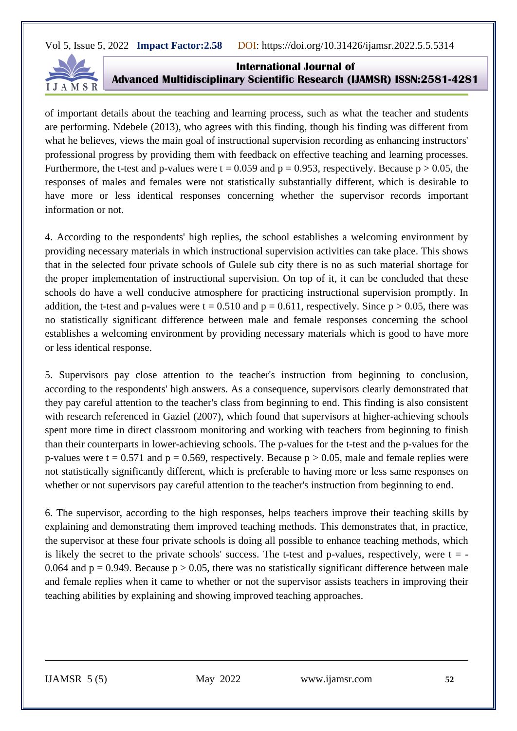of important details about the teaching and learning process, such as what the teacher and students are performing. Ndebele (2013), who agrees with this finding, though his finding was different from what he believes, views the main goal of instructional supervision recording as enhancing instructors' professional progress by providing them with feedback on effective teaching and learning processes. Furthermore, the t-test and p-values were $t = 0.059$ and $p = 0.953$, respectively. Because $p > 0.05$, the responses of males and females were not statistically substantially different, which is desirable to have more or less identical responses concerning whether the supervisor records important information or not.

4. According to the respondents' high replies, the school establishes a welcoming environment by providing necessary materials in which instructional supervision activities can take place. This shows that in the selected four private schools of Gulele sub city there is no as such material shortage for the proper implementation of instructional supervision. On top of it, it can be concluded that these schools do have a well conducive atmosphere for practicing instructional supervision promptly. In addition, the t-test and p-values were $t = 0.510$ and $p = 0.611$, respectively. Since $p > 0.05$, there was no statistically significant difference between male and female responses concerning the school establishes a welcoming environment by providing necessary materials which is good to have more or less identical response.

5. Supervisors pay close attention to the teacher's instruction from beginning to conclusion, according to the respondents' high answers. As a consequence, supervisors clearly demonstrated that they pay careful attention to the teacher's class from beginning to end. This finding is also consistent with research referenced in Gaziel (2007), which found that supervisors at higher-achieving schools spent more time in direct classroom monitoring and working with teachers from beginning to finish than their counterparts in lower-achieving schools. The p-values for the t-test and the p-values for the p-values were $t = 0.571$ and $p = 0.569$, respectively. Because $p > 0.05$, male and female replies were not statistically significantly different, which is preferable to having more or less same responses on whether or not supervisors pay careful attention to the teacher's instruction from beginning to end.

6. The supervisor, according to the high responses, helps teachers improve their teaching skills by explaining and demonstrating them improved teaching methods. This demonstrates that, in practice, the supervisor at these four private schools is doing all possible to enhance teaching methods, which is likely the secret to the private schools' success. The t-test and p-values, respectively, were $t = -0.064$ and $p = 0.949$. Because $p > 0.05$, there was no statistically significant difference between male and female replies when it came to whether or not the supervisor assists teachers in improving their teaching abilities by explaining and showing improved teaching approaches.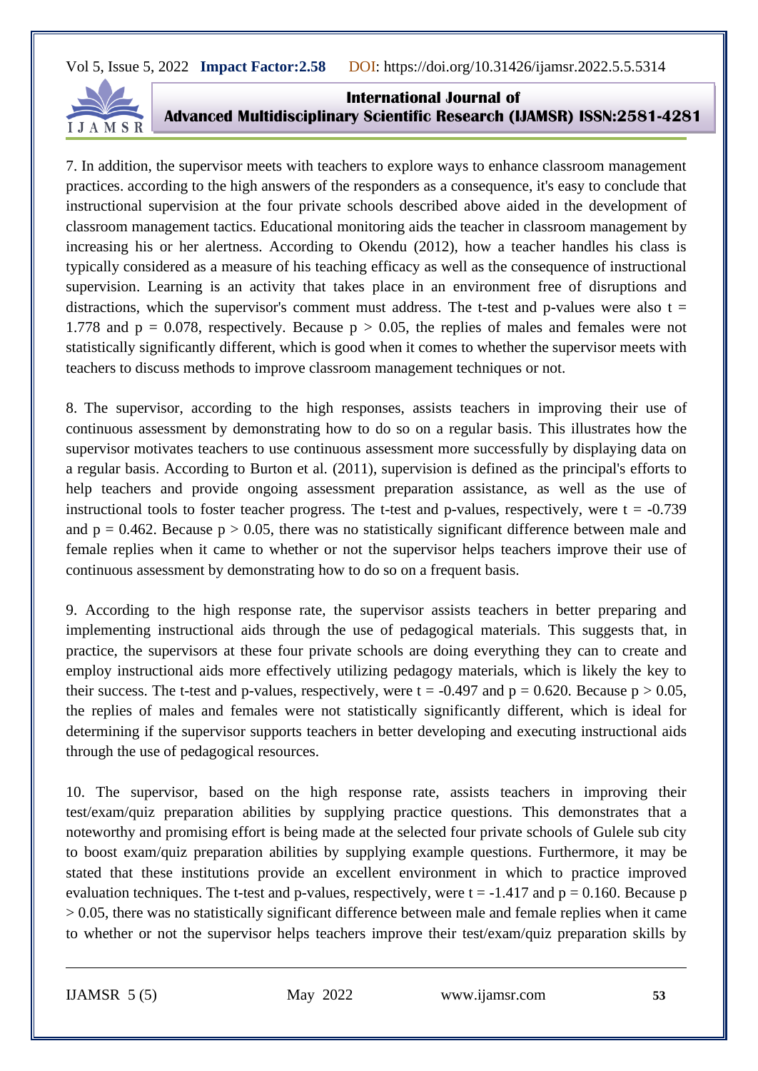7. In addition, the supervisor meets with teachers to explore ways to enhance classroom management practices. according to the high answers of the responders as a consequence, it's easy to conclude that instructional supervision at the four private schools described above aided in the development of classroom management tactics. Educational monitoring aids the teacher in classroom management by increasing his or her alertness. According to Okendu (2012), how a teacher handles his class is typically considered as a measure of his teaching efficacy as well as the consequence of instructional supervision. Learning is an activity that takes place in an environment free of disruptions and distractions, which the supervisor's comment must address. The t-test and p-values were also $t = 1.778$ and $p = 0.078$, respectively. Because $p > 0.05$, the replies of males and females were not statistically significantly different, which is good when it comes to whether the supervisor meets with teachers to discuss methods to improve classroom management techniques or not.

8. The supervisor, according to the high responses, assists teachers in improving their use of continuous assessment by demonstrating how to do so on a regular basis. This illustrates how the supervisor motivates teachers to use continuous assessment more successfully by displaying data on a regular basis. According to Burton et al. (2011), supervision is defined as the principal's efforts to help teachers and provide ongoing assessment preparation assistance, as well as the use of instructional tools to foster teacher progress. The t-test and p-values, respectively, were $t = -0.739$ and $p = 0.462$. Because $p > 0.05$, there was no statistically significant difference between male and female replies when it came to whether or not the supervisor helps teachers improve their use of continuous assessment by demonstrating how to do so on a frequent basis.

9. According to the high response rate, the supervisor assists teachers in better preparing and implementing instructional aids through the use of pedagogical materials. This suggests that, in practice, the supervisors at these four private schools are doing everything they can to create and employ instructional aids more effectively utilizing pedagogy materials, which is likely the key to their success. The t-test and p-values, respectively, were $t = -0.497$ and $p = 0.620$. Because $p > 0.05$, the replies of males and females were not statistically significantly different, which is ideal for determining if the supervisor supports teachers in better developing and executing instructional aids through the use of pedagogical resources.

10. The supervisor, based on the high response rate, assists teachers in improving their test/exam/quiz preparation abilities by supplying practice questions. This demonstrates that a noteworthy and promising effort is being made at the selected four private schools of Gulele sub city to boost exam/quiz preparation abilities by supplying example questions. Furthermore, it may be stated that these institutions provide an excellent environment in which to practice improved evaluation techniques. The t-test and p-values, respectively, were $t = -1.417$ and $p = 0.160$. Because $p > 0.05$, there was no statistically significant difference between male and female replies when it came to whether or not the supervisor helps teachers improve their test/exam/quiz preparation skills by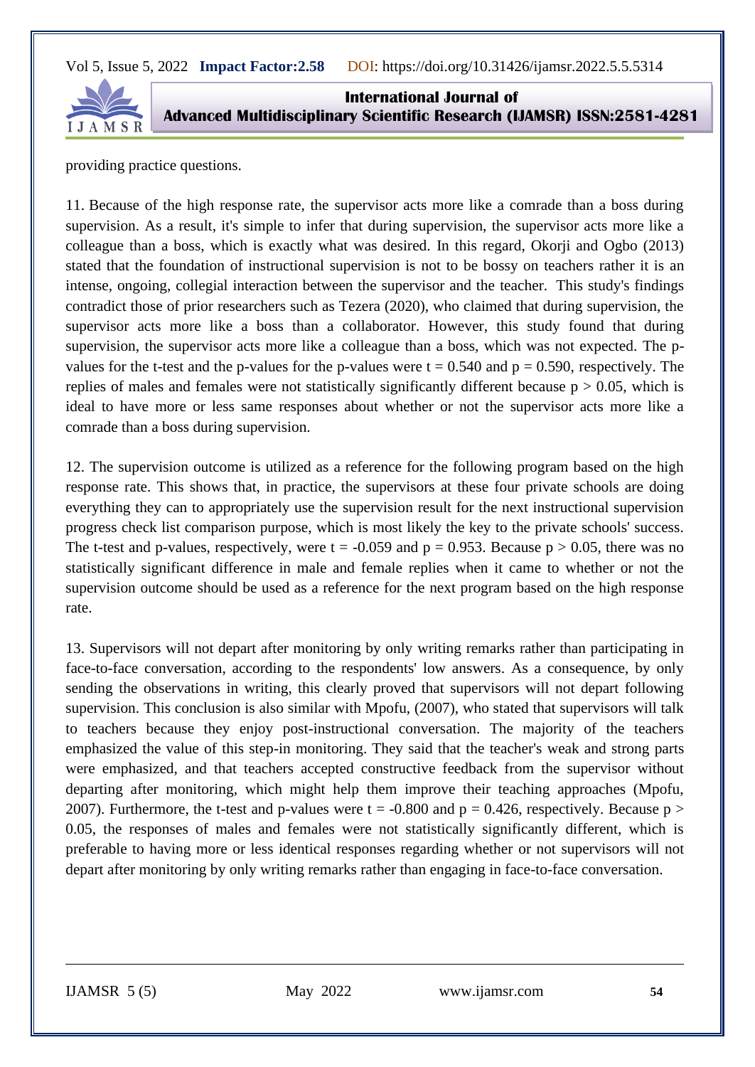providing practice questions.

11. Because of the high response rate, the supervisor acts more like a comrade than a boss during supervision. As a result, it's simple to infer that during supervision, the supervisor acts more like a colleague than a boss, which is exactly what was desired. In this regard, Okorji and Ogbo (2013) stated that the foundation of instructional supervision is not to be bossy on teachers rather it is an intense, ongoing, collegial interaction between the supervisor and the teacher. This study's findings contradict those of prior researchers such as Tezera (2020), who claimed that during supervision, the supervisor acts more like a boss than a collaborator. However, this study found that during supervision, the supervisor acts more like a colleague than a boss, which was not expected. The p-values for the t-test and the p-values for the p-values were $t = 0.540$ and $p = 0.590$, respectively. The replies of males and females were not statistically significantly different because $p > 0.05$, which is ideal to have more or less same responses about whether or not the supervisor acts more like a comrade than a boss during supervision.

12. The supervision outcome is utilized as a reference for the following program based on the high response rate. This shows that, in practice, the supervisors at these four private schools are doing everything they can to appropriately use the supervision result for the next instructional supervision progress check list comparison purpose, which is most likely the key to the private schools' success. The t-test and p-values, respectively, were $t = -0.059$ and $p = 0.953$. Because $p > 0.05$, there was no statistically significant difference in male and female replies when it came to whether or not the supervision outcome should be used as a reference for the next program based on the high response rate.

13. Supervisors will not depart after monitoring by only writing remarks rather than participating in face-to-face conversation, according to the respondents' low answers. As a consequence, by only sending the observations in writing, this clearly proved that supervisors will not depart following supervision. This conclusion is also similar with Mpofu, (2007), who stated that supervisors will talk to teachers because they enjoy post-instructional conversation. The majority of the teachers emphasized the value of this step-in monitoring. They said that the teacher's weak and strong parts were emphasized, and that teachers accepted constructive feedback from the supervisor without departing after monitoring, which might help them improve their teaching approaches (Mpofu, 2007). Furthermore, the t-test and p-values were $t = -0.800$ and $p = 0.426$, respectively. Because $p > 0.05$, the responses of males and females were not statistically significantly different, which is preferable to having more or less identical responses regarding whether or not supervisors will not depart after monitoring by only writing remarks rather than engaging in face-to-face conversation.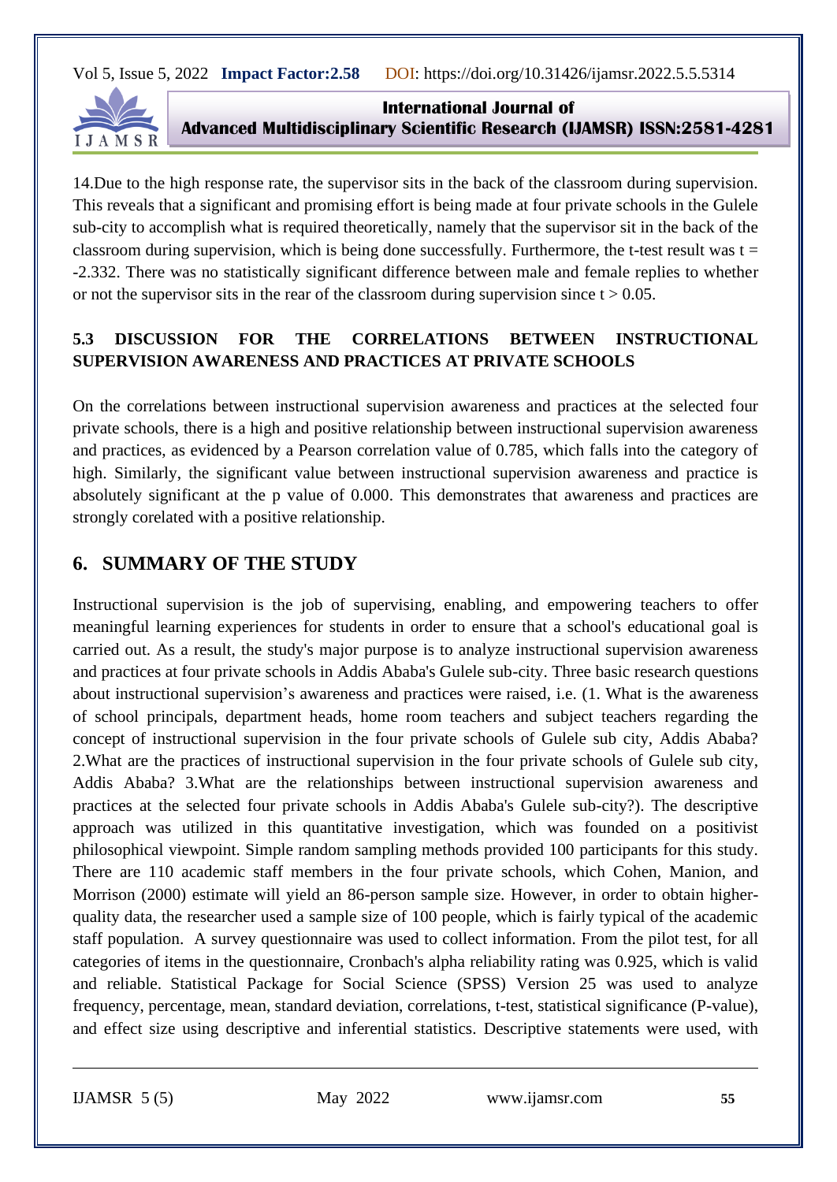14.Due to the high response rate, the supervisor sits in the back of the classroom during supervision. This reveals that a significant and promising effort is being made at four private schools in the Gulele sub-city to accomplish what is required theoretically, namely that the supervisor sit in the back of the classroom during supervision, which is being done successfully. Furthermore, the t-test result was $t = -2.332$. There was no statistically significant difference between male and female replies to whether or not the supervisor sits in the rear of the classroom during supervision since $t > 0.05$.

### 5.3 DISCUSSION FOR THE CORRELATIONS BETWEEN INSTRUCTIONAL SUPERVISION AWARENESS AND PRACTICES AT PRIVATE SCHOOLS

On the correlations between instructional supervision awareness and practices at the selected four private schools, there is a high and positive relationship between instructional supervision awareness and practices, as evidenced by a Pearson correlation value of 0.785, which falls into the category of high. Similarly, the significant value between instructional supervision awareness and practice is absolutely significant at the p value of 0.000. This demonstrates that awareness and practices are strongly corelated with a positive relationship.

## 6. SUMMARY OF THE STUDY

Instructional supervision is the job of supervising, enabling, and empowering teachers to offer meaningful learning experiences for students in order to ensure that a school's educational goal is carried out. As a result, the study's major purpose is to analyze instructional supervision awareness and practices at four private schools in Addis Ababa's Gulele sub-city. Three basic research questions about instructional supervision's awareness and practices were raised, i.e. (1. What is the awareness of school principals, department heads, home room teachers and subject teachers regarding the concept of instructional supervision in the four private schools of Gulele sub city, Addis Ababa? 2.What are the practices of instructional supervision in the four private schools of Gulele sub city, Addis Ababa? 3.What are the relationships between instructional supervision awareness and practices at the selected four private schools in Addis Ababa's Gulele sub-city?). The descriptive approach was utilized in this quantitative investigation, which was founded on a positivist philosophical viewpoint. Simple random sampling methods provided 100 participants for this study. There are 110 academic staff members in the four private schools, which Cohen, Manion, and Morrison (2000) estimate will yield an 86-person sample size. However, in order to obtain higher-quality data, the researcher used a sample size of 100 people, which is fairly typical of the academic staff population. A survey questionnaire was used to collect information. From the pilot test, for all categories of items in the questionnaire, Cronbach's alpha reliability rating was 0.925, which is valid and reliable. Statistical Package for Social Science (SPSS) Version 25 was used to analyze frequency, percentage, mean, standard deviation, correlations, t-test, statistical significance (P-value), and effect size using descriptive and inferential statistics. Descriptive statements were used, with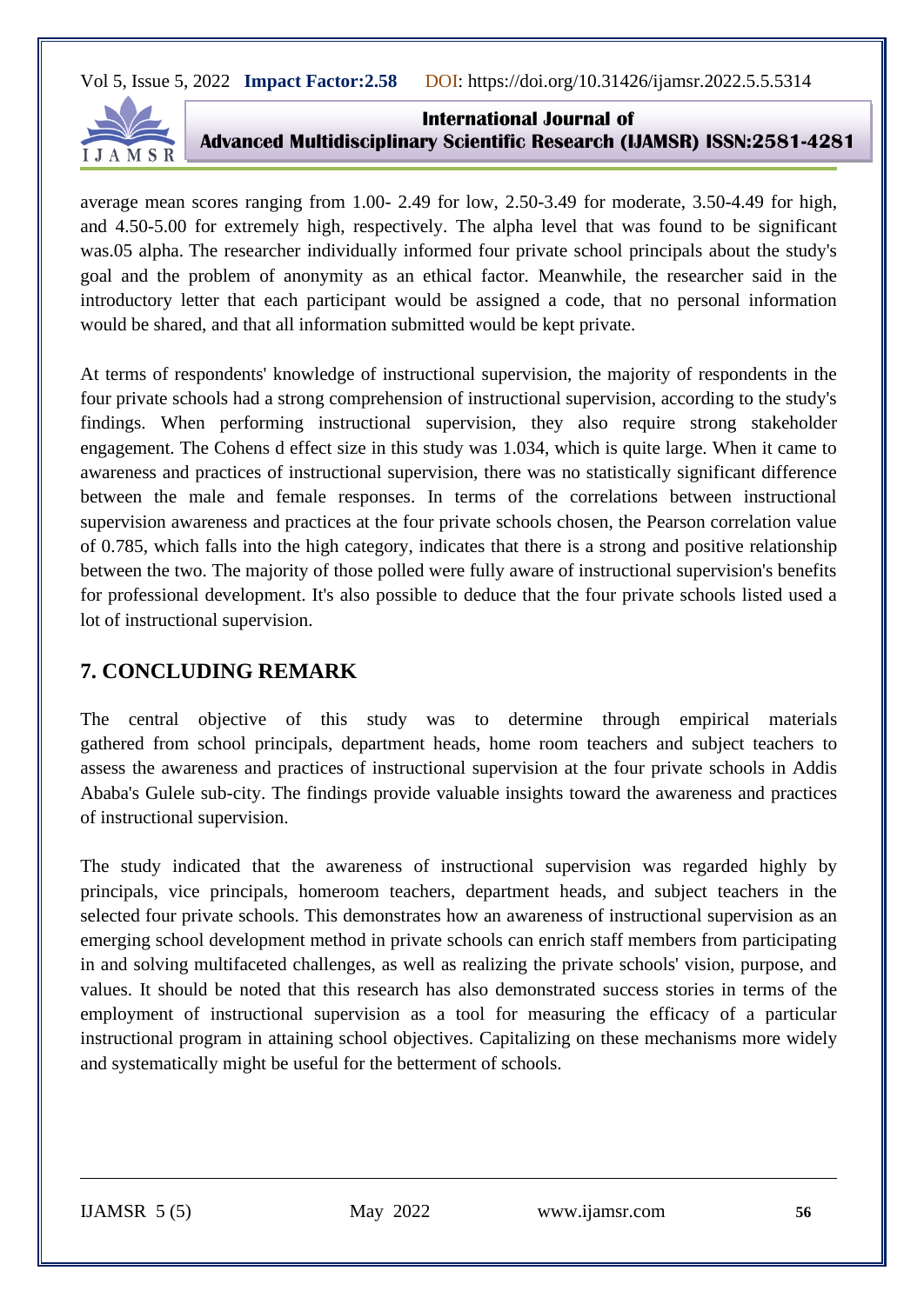average mean scores ranging from 1.00- 2.49 for low, 2.50-3.49 for moderate, 3.50-4.49 for high, and 4.50-5.00 for extremely high, respectively. The alpha level that was found to be significant was.05 alpha. The researcher individually informed four private school principals about the study's goal and the problem of anonymity as an ethical factor. Meanwhile, the researcher said in the introductory letter that each participant would be assigned a code, that no personal information would be shared, and that all information submitted would be kept private.

At terms of respondents' knowledge of instructional supervision, the majority of respondents in the four private schools had a strong comprehension of instructional supervision, according to the study's findings. When performing instructional supervision, they also require strong stakeholder engagement. The Cohens d effect size in this study was 1.034, which is quite large. When it came to awareness and practices of instructional supervision, there was no statistically significant difference between the male and female responses. In terms of the correlations between instructional supervision awareness and practices at the four private schools chosen, the Pearson correlation value of 0.785, which falls into the high category, indicates that there is a strong and positive relationship between the two. The majority of those polled were fully aware of instructional supervision's benefits for professional development. It's also possible to deduce that the four private schools listed used a lot of instructional supervision.

## 7. CONCLUDING REMARK

The central objective of this study was to determine through empirical materials gathered from school principals, department heads, home room teachers and subject teachers to assess the awareness and practices of instructional supervision at the four private schools in Addis Ababa's Gulele sub-city. The findings provide valuable insights toward the awareness and practices of instructional supervision.

The study indicated that the awareness of instructional supervision was regarded highly by principals, vice principals, homeroom teachers, department heads, and subject teachers in the selected four private schools. This demonstrates how an awareness of instructional supervision as an emerging school development method in private schools can enrich staff members from participating in and solving multifaceted challenges, as well as realizing the private schools' vision, purpose, and values. It should be noted that this research has also demonstrated success stories in terms of the employment of instructional supervision as a tool for measuring the efficacy of a particular instructional program in attaining school objectives. Capitalizing on these mechanisms more widely and systematically might be useful for the betterment of schools.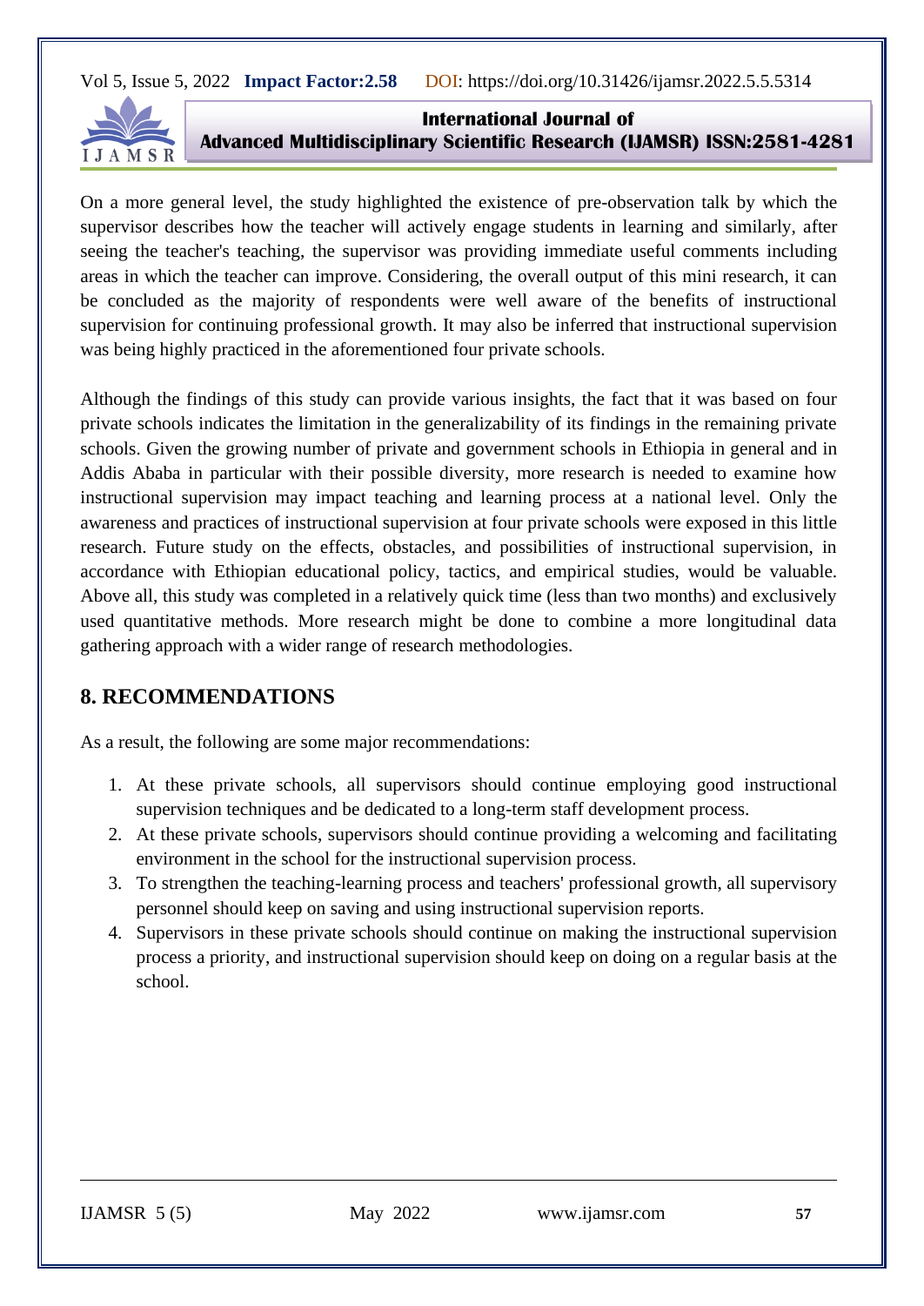On a more general level, the study highlighted the existence of pre-observation talk by which the supervisor describes how the teacher will actively engage students in learning and similarly, after seeing the teacher's teaching, the supervisor was providing immediate useful comments including areas in which the teacher can improve. Considering, the overall output of this mini research, it can be concluded as the majority of respondents were well aware of the benefits of instructional supervision for continuing professional growth. It may also be inferred that instructional supervision was being highly practiced in the aforementioned four private schools.

Although the findings of this study can provide various insights, the fact that it was based on four private schools indicates the limitation in the generalizability of its findings in the remaining private schools. Given the growing number of private and government schools in Ethiopia in general and in Addis Ababa in particular with their possible diversity, more research is needed to examine how instructional supervision may impact teaching and learning process at a national level. Only the awareness and practices of instructional supervision at four private schools were exposed in this little research. Future study on the effects, obstacles, and possibilities of instructional supervision, in accordance with Ethiopian educational policy, tactics, and empirical studies, would be valuable. Above all, this study was completed in a relatively quick time (less than two months) and exclusively used quantitative methods. More research might be done to combine a more longitudinal data gathering approach with a wider range of research methodologies.

## 8. RECOMMENDATIONS

As a result, the following are some major recommendations:

1. At these private schools, all supervisors should continue employing good instructional supervision techniques and be dedicated to a long-term staff development process.
2. At these private schools, supervisors should continue providing a welcoming and facilitating environment in the school for the instructional supervision process.
3. To strengthen the teaching-learning process and teachers' professional growth, all supervisory personnel should keep on saving and using instructional supervision reports.
4. Supervisors in these private schools should continue on making the instructional supervision process a priority, and instructional supervision should keep on doing on a regular basis at the school.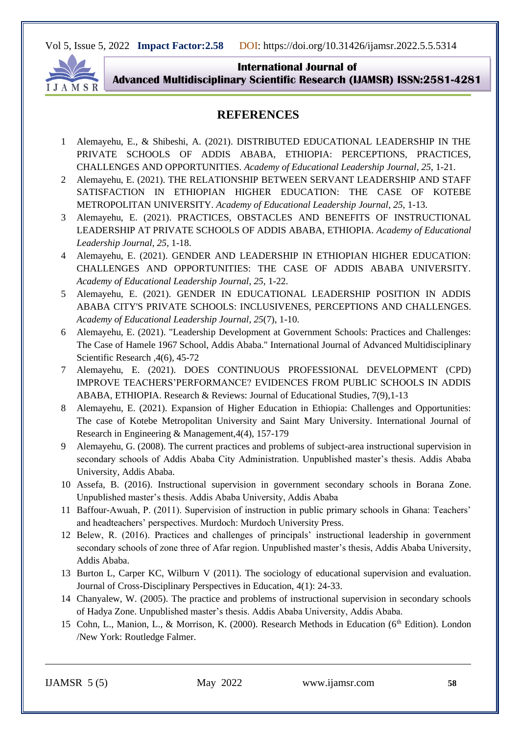## REFERENCES

1. Alemayehu, E., & Shibeshi, A. (2021). DISTRIBUTED EDUCATIONAL LEADERSHIP IN THE PRIVATE SCHOOLS OF ADDIS ABABA, ETHIOPIA: PERCEPTIONS, PRACTICES, CHALLENGES AND OPPORTUNITIES. *Academy of Educational Leadership Journal*, *25*, 1-21.
2. Alemayehu, E. (2021). THE RELATIONSHIP BETWEEN SERVANT LEADERSHIP AND STAFF SATISFACTION IN ETHIOPIAN HIGHER EDUCATION: THE CASE OF KOTEBE METROPOLITAN UNIVERSITY. *Academy of Educational Leadership Journal*, *25*, 1-13.
3. Alemayehu, E. (2021). PRACTICES, OBSTACLES AND BENEFITS OF INSTRUCTIONAL LEADERSHIP AT PRIVATE SCHOOLS OF ADDIS ABABA, ETHIOPIA. *Academy of Educational Leadership Journal*, *25*, 1-18.
4. Alemayehu, E. (2021). GENDER AND LEADERSHIP IN ETHIOPIAN HIGHER EDUCATION: CHALLENGES AND OPPORTUNITIES: THE CASE OF ADDIS ABABA UNIVERSITY. *Academy of Educational Leadership Journal*, *25*, 1-22.
5. Alemayehu, E. (2021). GENDER IN EDUCATIONAL LEADERSHIP POSITION IN ADDIS ABABA CITY'S PRIVATE SCHOOLS: INCLUSIVENES, PERCEPTIONS AND CHALLENGES. *Academy of Educational Leadership Journal*, *25*(7), 1-10.
6. Alemayehu, E. (2021). "Leadership Development at Government Schools: Practices and Challenges: The Case of Hamele 1967 School, Addis Ababa." International Journal of Advanced Multidisciplinary Scientific Research ,4(6), 45-72
7. Alemayehu, E. (2021). DOES CONTINUOUS PROFESSIONAL DEVELOPMENT (CPD) IMPROVE TEACHERS'PERFORMANCE? EVIDENCES FROM PUBLIC SCHOOLS IN ADDIS ABABA, ETHIOPIA. Research & Reviews: Journal of Educational Studies, 7(9),1-13
8. Alemayehu, E. (2021). Expansion of Higher Education in Ethiopia: Challenges and Opportunities: The case of Kotebe Metropolitan University and Saint Mary University. International Journal of Research in Engineering & Management,4(4), 157-179
9. Alemayehu, G. (2008). The current practices and problems of subject-area instructional supervision in secondary schools of Addis Ababa City Administration. Unpublished master's thesis. Addis Ababa University, Addis Ababa.
10. Assefa, B. (2016). Instructional supervision in government secondary schools in Borana Zone. Unpublished master's thesis. Addis Ababa University, Addis Ababa
11. Baffour-Awuah, P. (2011). Supervision of instruction in public primary schools in Ghana: Teachers' and headteachers' perspectives. Murdoch: Murdoch University Press.
12. Belew, R. (2016). Practices and challenges of principals' instructional leadership in government secondary schools of zone three of Afar region. Unpublished master's thesis, Addis Ababa University, Addis Ababa.
13. Burton L, Carper KC, Wilburn V (2011). The sociology of educational supervision and evaluation. Journal of Cross-Disciplinary Perspectives in Education, 4(1): 24-33.
14. Chanyalew, W. (2005). The practice and problems of instructional supervision in secondary schools of Hadya Zone. Unpublished master's thesis. Addis Ababa University, Addis Ababa.
15. Cohn, L., Manion, L., & Morrison, K. (2000). Research Methods in Education (6th Edition). London /New York: Routledge Falmer.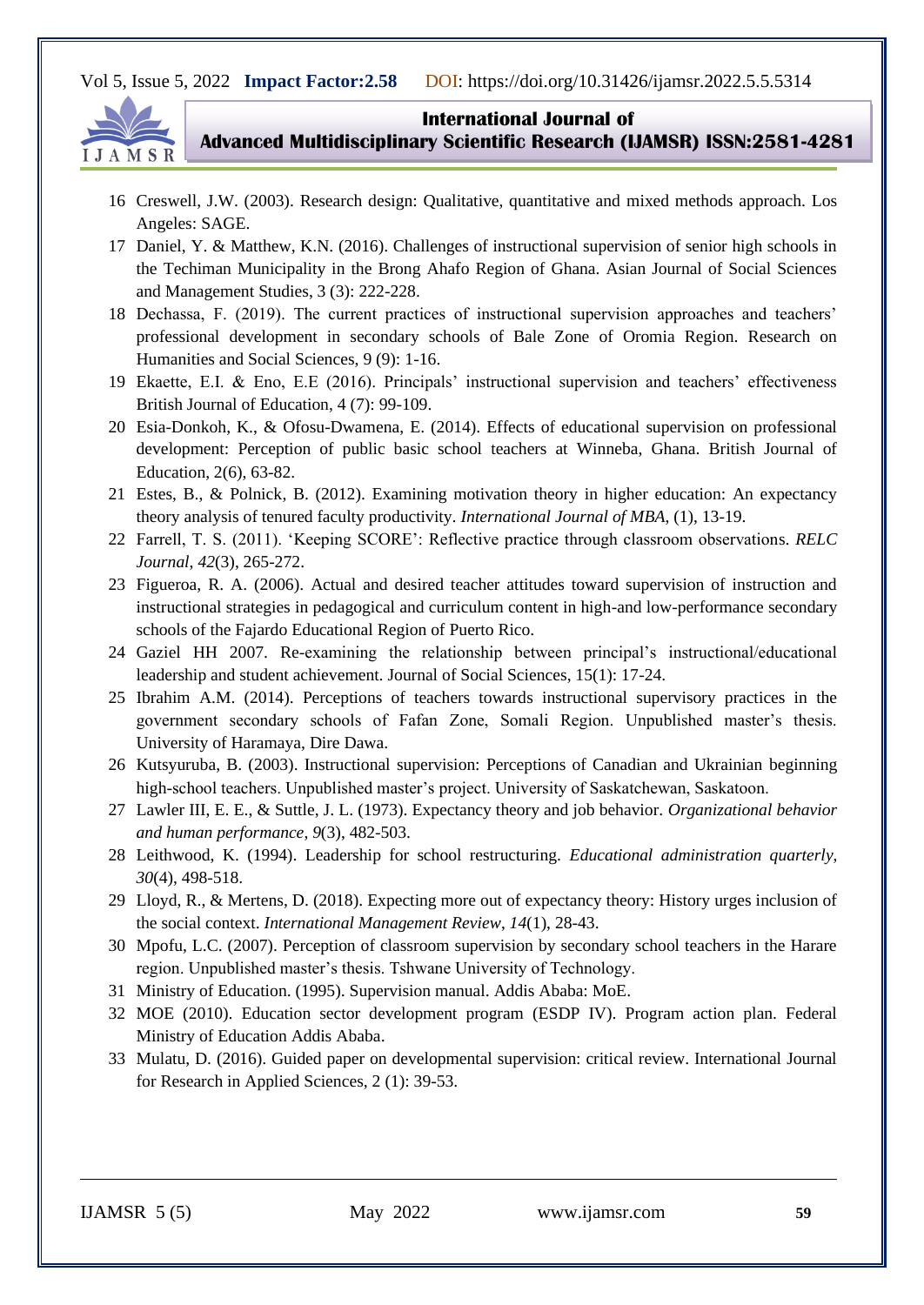16 Creswell, J.W. (2003). Research design: Qualitative, quantitative and mixed methods approach. Los Angeles: SAGE.

17 Daniel, Y. & Matthew, K.N. (2016). Challenges of instructional supervision of senior high schools in the Techiman Municipality in the Brong Ahafo Region of Ghana. Asian Journal of Social Sciences and Management Studies, 3 (3): 222-228.

18 Dechassa, F. (2019). The current practices of instructional supervision approaches and teachers' professional development in secondary schools of Bale Zone of Oromia Region. Research on Humanities and Social Sciences, 9 (9): 1-16.

19 Ekaette, E.I. & Eno, E.E (2016). Principals' instructional supervision and teachers' effectiveness British Journal of Education, 4 (7): 99-109.

20 Esia-Donkoh, K., & Ofosu-Dwamena, E. (2014). Effects of educational supervision on professional development: Perception of public basic school teachers at Winneba, Ghana. British Journal of Education, 2(6), 63-82.

21 Estes, B., & Polnick, B. (2012). Examining motivation theory in higher education: An expectancy theory analysis of tenured faculty productivity. *International Journal of MBA*, (1), 13-19.

22 Farrell, T. S. (2011). 'Keeping SCORE': Reflective practice through classroom observations. *RELC Journal*, *42*(3), 265-272.

23 Figueroa, R. A. (2006). Actual and desired teacher attitudes toward supervision of instruction and instructional strategies in pedagogical and curriculum content in high-and low-performance secondary schools of the Fajardo Educational Region of Puerto Rico.

24 Gaziel HH 2007. Re-examining the relationship between principal's instructional/educational leadership and student achievement. Journal of Social Sciences, 15(1): 17-24.

25 Ibrahim A.M. (2014). Perceptions of teachers towards instructional supervisory practices in the government secondary schools of Fafan Zone, Somali Region. Unpublished master's thesis. University of Haramaya, Dire Dawa.

26 Kutsyuruba, B. (2003). Instructional supervision: Perceptions of Canadian and Ukrainian beginning high-school teachers. Unpublished master's project. University of Saskatchewan, Saskatoon.

27 Lawler III, E. E., & Suttle, J. L. (1973). Expectancy theory and job behavior. *Organizational behavior and human performance*, *9*(3), 482-503.

28 Leithwood, K. (1994). Leadership for school restructuring. *Educational administration quarterly*, *30*(4), 498-518.

29 Lloyd, R., & Mertens, D. (2018). Expecting more out of expectancy theory: History urges inclusion of the social context. *International Management Review*, *14*(1), 28-43.

30 Mpofu, L.C. (2007). Perception of classroom supervision by secondary school teachers in the Harare region. Unpublished master's thesis. Tshwane University of Technology.

31 Ministry of Education. (1995). Supervision manual. Addis Ababa: MoE.

32 MOE (2010). Education sector development program (ESDP IV). Program action plan. Federal Ministry of Education Addis Ababa.

33 Mulatu, D. (2016). Guided paper on developmental supervision: critical review. International Journal for Research in Applied Sciences, 2 (1): 39-53.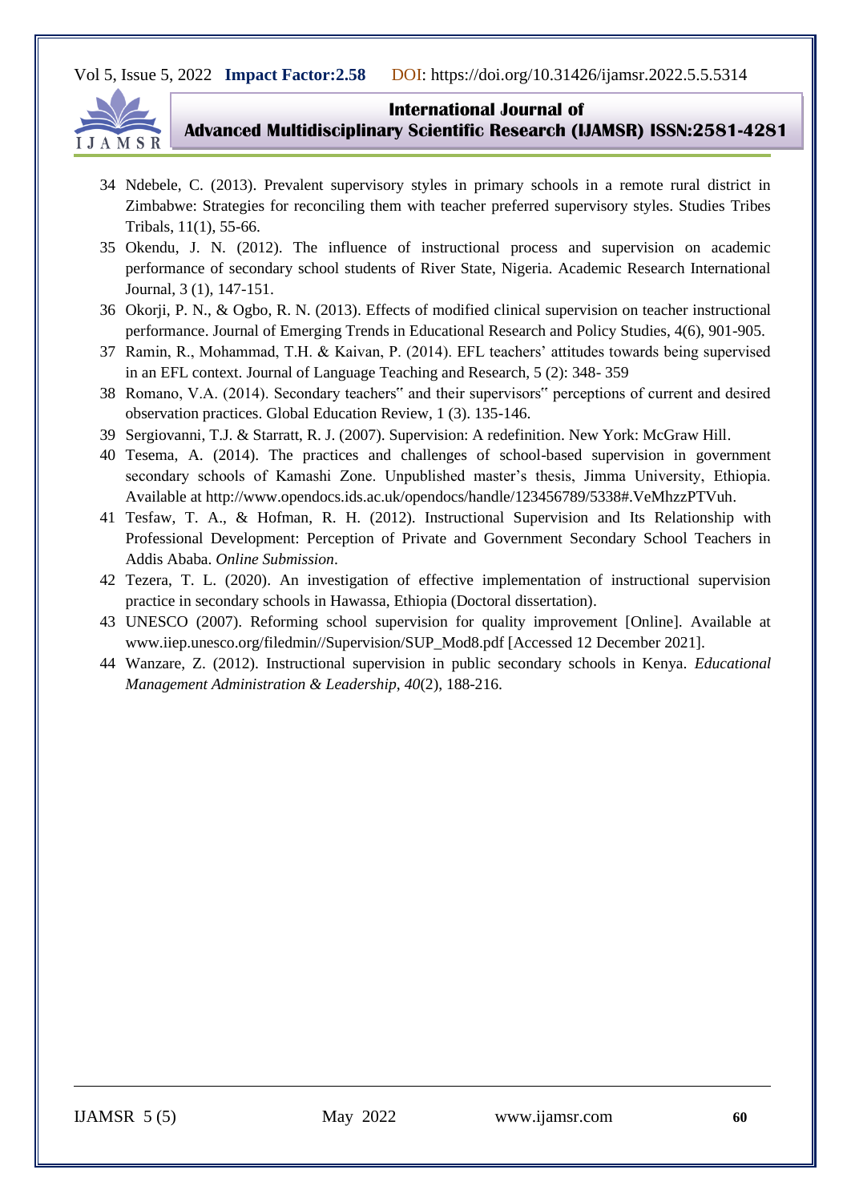34 Ndebele, C. (2013). Prevalent supervisory styles in primary schools in a remote rural district in Zimbabwe: Strategies for reconciling them with teacher preferred supervisory styles. Studies Tribes Tribals, 11(1), 55-66.

35 Okendu, J. N. (2012). The influence of instructional process and supervision on academic performance of secondary school students of River State, Nigeria. Academic Research International Journal, 3 (1), 147-151.

36 Okorji, P. N., & Ogbo, R. N. (2013). Effects of modified clinical supervision on teacher instructional performance. Journal of Emerging Trends in Educational Research and Policy Studies, 4(6), 901-905.

37 Ramin, R., Mohammad, T.H. & Kaivan, P. (2014). EFL teachers' attitudes towards being supervised in an EFL context. Journal of Language Teaching and Research, 5 (2): 348- 359

38 Romano, V.A. (2014). Secondary teachers" and their supervisors" perceptions of current and desired observation practices. Global Education Review, 1 (3). 135-146.

39 Sergiovanni, T.J. & Starratt, R. J. (2007). Supervision: A redefinition. New York: McGraw Hill.

40 Tesema, A. (2014). The practices and challenges of school-based supervision in government secondary schools of Kamashi Zone. Unpublished master's thesis, Jimma University, Ethiopia. Available at http://www.opendocs.ids.ac.uk/opendocs/handle/123456789/5338#.VeMhzzPTVuh.

41 Tesfaw, T. A., & Hofman, R. H. (2012). Instructional Supervision and Its Relationship with Professional Development: Perception of Private and Government Secondary School Teachers in Addis Ababa. *Online Submission*.

42 Tezera, T. L. (2020). An investigation of effective implementation of instructional supervision practice in secondary schools in Hawassa, Ethiopia (Doctoral dissertation).

43 UNESCO (2007). Reforming school supervision for quality improvement [Online]. Available at www.iiep.unesco.org/filedmin//Supervision/SUP_Mod8.pdf [Accessed 12 December 2021].

44 Wanzare, Z. (2012). Instructional supervision in public secondary schools in Kenya. *Educational Management Administration & Leadership*, *40*(2), 188-216.